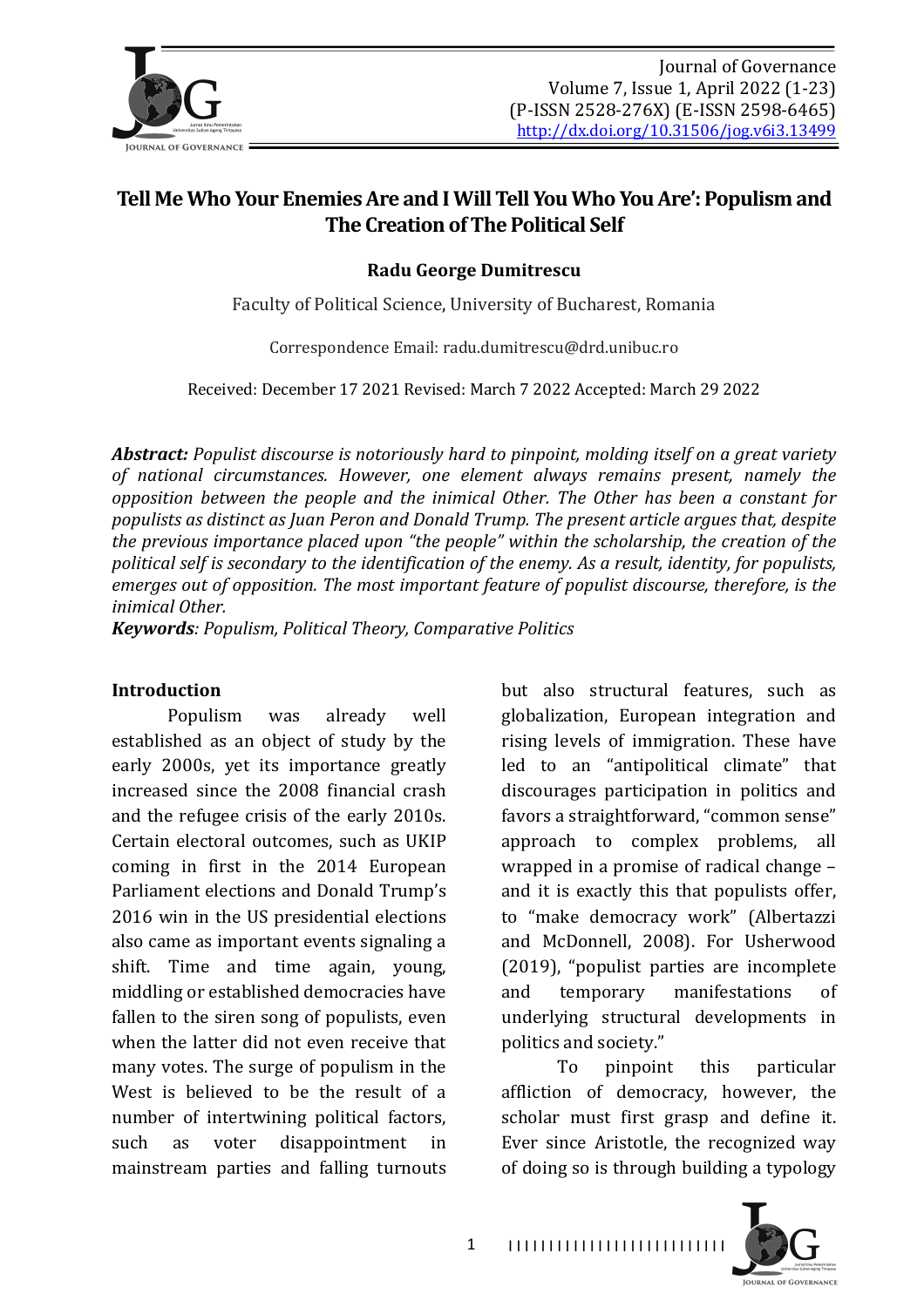# Tell Me Who Your Enemies Are and I Will Tell You Who You Are': Populism and The Creation of The Political Self

**Radu George Dumitrescu**

Faculty of Political Science, University of Bucharest, Romania

Correspondence Email: radu.dumitrescu@drd.unibuc.ro

Received: December 17 2021 Revised: March 7 2022 Accepted: March 29 2022

***Abstract:*** *Populist discourse is notoriously hard to pinpoint, molding itself on a great variety of national circumstances. However, one element always remains present, namely the opposition between the people and the inimical Other. The Other has been a constant for populists as distinct as Juan Peron and Donald Trump. The present article argues that, despite the previous importance placed upon "the people" within the scholarship, the creation of the political self is secondary to the identification of the enemy. As a result, identity, for populists, emerges out of opposition. The most important feature of populist discourse, therefore, is the inimical Other.*

***Keywords****: Populism, Political Theory, Comparative Politics*

## Introduction

Populism was already well established as an object of study by the early 2000s, yet its importance greatly increased since the 2008 financial crash and the refugee crisis of the early 2010s. Certain electoral outcomes, such as UKIP coming in first in the 2014 European Parliament elections and Donald Trump's 2016 win in the US presidential elections also came as important events signaling a shift. Time and time again, young, middling or established democracies have fallen to the siren song of populists, even when the latter did not even receive that many votes. The surge of populism in the West is believed to be the result of a number of intertwining political factors, such as voter disappointment in mainstream parties and falling turnouts but also structural features, such as globalization, European integration and rising levels of immigration. These have led to an "antipolitical climate" that discourages participation in politics and favors a straightforward, "common sense" approach to complex problems, all wrapped in a promise of radical change – and it is exactly this that populists offer, to "make democracy work" (Albertazzi and McDonnell, 2008). For Usherwood (2019), "populist parties are incomplete and temporary manifestations of underlying structural developments in politics and society."

To pinpoint this particular affliction of democracy, however, the scholar must first grasp and define it. Ever since Aristotle, the recognized way of doing so is through building a typology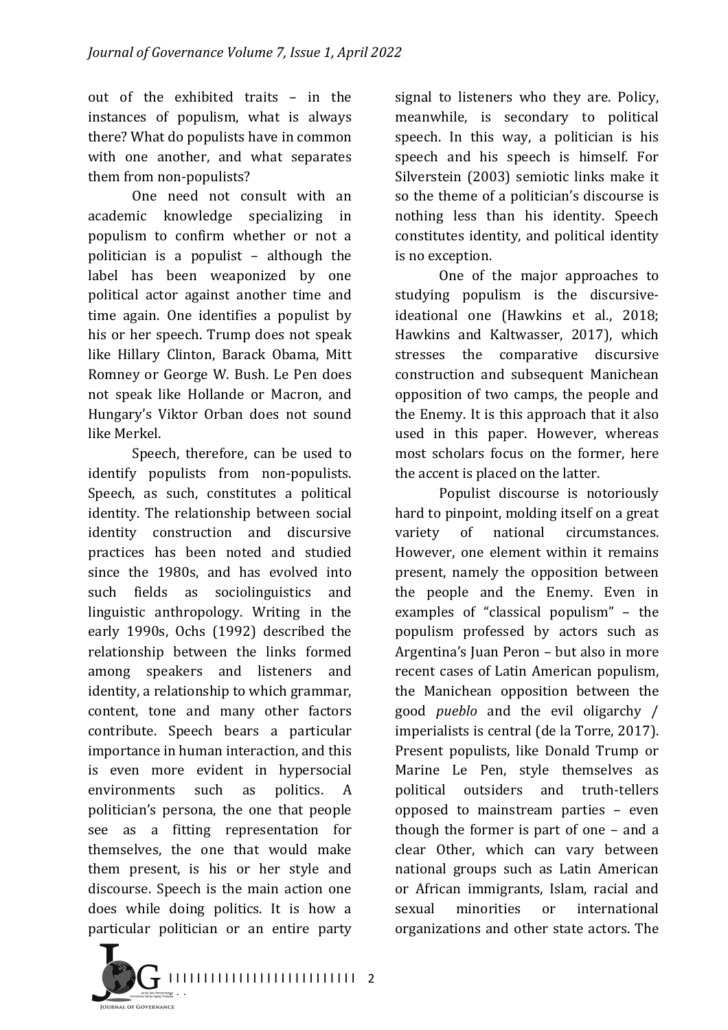out of the exhibited traits – in the instances of populism, what is always there? What do populists have in common with one another, and what separates them from non-populists?

One need not consult with an academic knowledge specializing in populism to confirm whether or not a politician is a populist – although the label has been weaponized by one political actor against another time and time again. One identifies a populist by his or her speech. Trump does not speak like Hillary Clinton, Barack Obama, Mitt Romney or George W. Bush. Le Pen does not speak like Hollande or Macron, and Hungary's Viktor Orban does not sound like Merkel.

Speech, therefore, can be used to identify populists from non-populists. Speech, as such, constitutes a political identity. The relationship between social identity construction and discursive practices has been noted and studied since the 1980s, and has evolved into such fields as sociolinguistics and linguistic anthropology. Writing in the early 1990s, Ochs (1992) described the relationship between the links formed among speakers and listeners and identity, a relationship to which grammar, content, tone and many other factors contribute. Speech bears a particular importance in human interaction, and this is even more evident in hypersocial environments such as politics. A politician's persona, the one that people see as a fitting representation for themselves, the one that would make them present, is his or her style and discourse. Speech is the main action one does while doing politics. It is how a particular politician or an entire party signal to listeners who they are. Policy, meanwhile, is secondary to political speech. In this way, a politician is his speech and his speech is himself. For Silverstein (2003) semiotic links make it so the theme of a politician's discourse is nothing less than his identity. Speech constitutes identity, and political identity is no exception.

One of the major approaches to studying populism is the discursive-ideational one (Hawkins et al., 2018; Hawkins and Kaltwasser, 2017), which stresses the comparative discursive construction and subsequent Manichean opposition of two camps, the people and the Enemy. It is this approach that it also used in this paper. However, whereas most scholars focus on the former, here the accent is placed on the latter.

Populist discourse is notoriously hard to pinpoint, molding itself on a great variety of national circumstances. However, one element within it remains present, namely the opposition between the people and the Enemy. Even in examples of "classical populism" – the populism professed by actors such as Argentina's Juan Peron – but also in more recent cases of Latin American populism, the Manichean opposition between the good *pueblo* and the evil oligarchy / imperialists is central (de la Torre, 2017). Present populists, like Donald Trump or Marine Le Pen, style themselves as political outsiders and truth-tellers opposed to mainstream parties – even though the former is part of one – and a clear Other, which can vary between national groups such as Latin American or African immigrants, Islam, racial and sexual minorities or international organizations and other state actors. The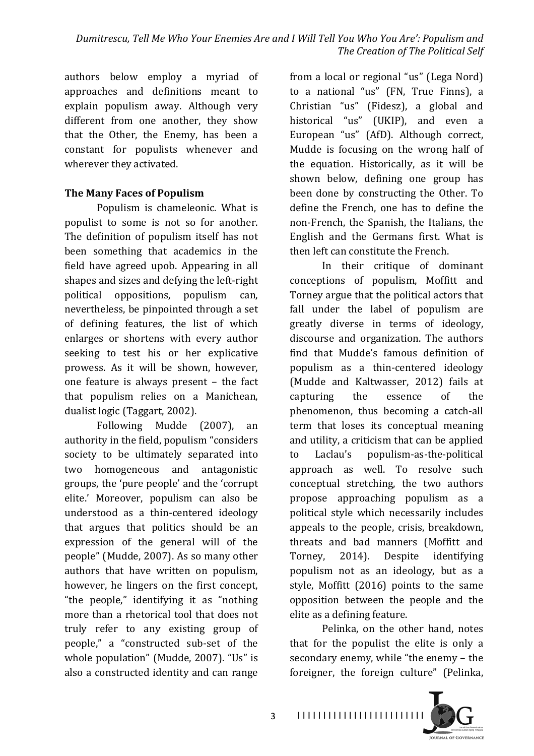authors below employ a myriad of approaches and definitions meant to explain populism away. Although very different from one another, they show that the Other, the Enemy, has been a constant for populists whenever and wherever they activated.

**The Many Faces of Populism**

Populism is chameleonic. What is populist to some is not so for another. The definition of populism itself has not been something that academics in the field have agreed upob. Appearing in all shapes and sizes and defying the left-right political oppositions, populism can, nevertheless, be pinpointed through a set of defining features, the list of which enlarges or shortens with every author seeking to test his or her explicative prowess. As it will be shown, however, one feature is always present – the fact that populism relies on a Manichean, dualist logic (Taggart, 2002).

Following Mudde (2007), an authority in the field, populism "considers society to be ultimately separated into two homogeneous and antagonistic groups, the 'pure people' and the 'corrupt elite.' Moreover, populism can also be understood as a thin-centered ideology that argues that politics should be an expression of the general will of the people" (Mudde, 2007). As so many other authors that have written on populism, however, he lingers on the first concept, "the people," identifying it as "nothing more than a rhetorical tool that does not truly refer to any existing group of people," a "constructed sub-set of the whole population" (Mudde, 2007). "Us" is also a constructed identity and can range from a local or regional "us" (Lega Nord) to a national "us" (FN, True Finns), a Christian "us" (Fidesz), a global and historical "us" (UKIP), and even a European "us" (AfD). Although correct, Mudde is focusing on the wrong half of the equation. Historically, as it will be shown below, defining one group has been done by constructing the Other. To define the French, one has to define the non-French, the Spanish, the Italians, the English and the Germans first. What is then left can constitute the French.

In their critique of dominant conceptions of populism, Moffitt and Torney argue that the political actors that fall under the label of populism are greatly diverse in terms of ideology, discourse and organization. The authors find that Mudde's famous definition of populism as a thin-centered ideology (Mudde and Kaltwasser, 2012) fails at capturing the essence of the phenomenon, thus becoming a catch-all term that loses its conceptual meaning and utility, a criticism that can be applied to Laclau's populism-as-the-political approach as well. To resolve such conceptual stretching, the two authors propose approaching populism as a political style which necessarily includes appeals to the people, crisis, breakdown, threats and bad manners (Moffitt and Torney, 2014). Despite identifying populism not as an ideology, but as a style, Moffitt (2016) points to the same opposition between the people and the elite as a defining feature.

Pelinka, on the other hand, notes that for the populist the elite is only a secondary enemy, while "the enemy – the foreigner, the foreign culture" (Pelinka,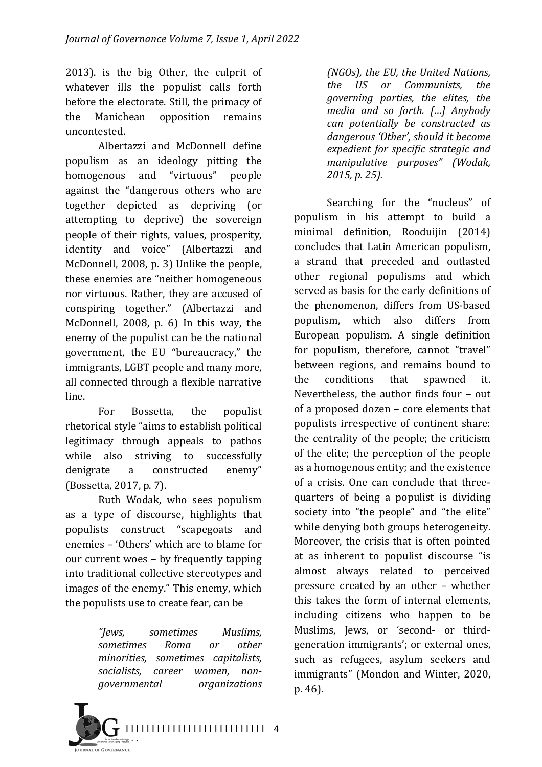2013). is the big Other, the culprit of whatever ills the populist calls forth before the electorate. Still, the primacy of the Manichean opposition remains uncontested.

Albertazzi and McDonnell define populism as an ideology pitting the homogenous and "virtuous" people against the "dangerous others who are together depicted as depriving (or attempting to deprive) the sovereign people of their rights, values, prosperity, identity and voice" (Albertazzi and McDonnell, 2008, p. 3) Unlike the people, these enemies are "neither homogeneous nor virtuous. Rather, they are accused of conspiring together." (Albertazzi and McDonnell, 2008, p. 6) In this way, the enemy of the populist can be the national government, the EU "bureaucracy," the immigrants, LGBT people and many more, all connected through a flexible narrative line.

For Bossetta, the populist rhetorical style "aims to establish political legitimacy through appeals to pathos while also striving to successfully denigrate a constructed enemy" (Bossetta, 2017, p. 7).

Ruth Wodak, who sees populism as a type of discourse, highlights that populists construct "scapegoats and enemies – 'Others' which are to blame for our current woes – by frequently tapping into traditional collective stereotypes and images of the enemy." This enemy, which the populists use to create fear, can be

> *"Jews, sometimes Muslims, sometimes Roma or other minorities, sometimes capitalists, socialists, career women, non-governmental organizations (NGOs), the EU, the United Nations, the US or Communists, the governing parties, the elites, the media and so forth. […] Anybody can potentially be constructed as dangerous 'Other', should it become expedient for specific strategic and manipulative purposes" (Wodak, 2015, p. 25).*

Searching for the "nucleus" of populism in his attempt to build a minimal definition, Rooduijin (2014) concludes that Latin American populism, a strand that preceded and outlasted other regional populisms and which served as basis for the early definitions of the phenomenon, differs from US-based populism, which also differs from European populism. A single definition for populism, therefore, cannot "travel" between regions, and remains bound to the conditions that spawned it. Nevertheless, the author finds four – out of a proposed dozen – core elements that populists irrespective of continent share: the centrality of the people; the criticism of the elite; the perception of the people as a homogenous entity; and the existence of a crisis. One can conclude that three-quarters of being a populist is dividing society into "the people" and "the elite" while denying both groups heterogeneity. Moreover, the crisis that is often pointed at as inherent to populist discourse "is almost always related to perceived pressure created by an other – whether this takes the form of internal elements, including citizens who happen to be Muslims, Jews, or 'second- or third-generation immigrants'; or external ones, such as refugees, asylum seekers and immigrants" (Mondon and Winter, 2020, p. 46).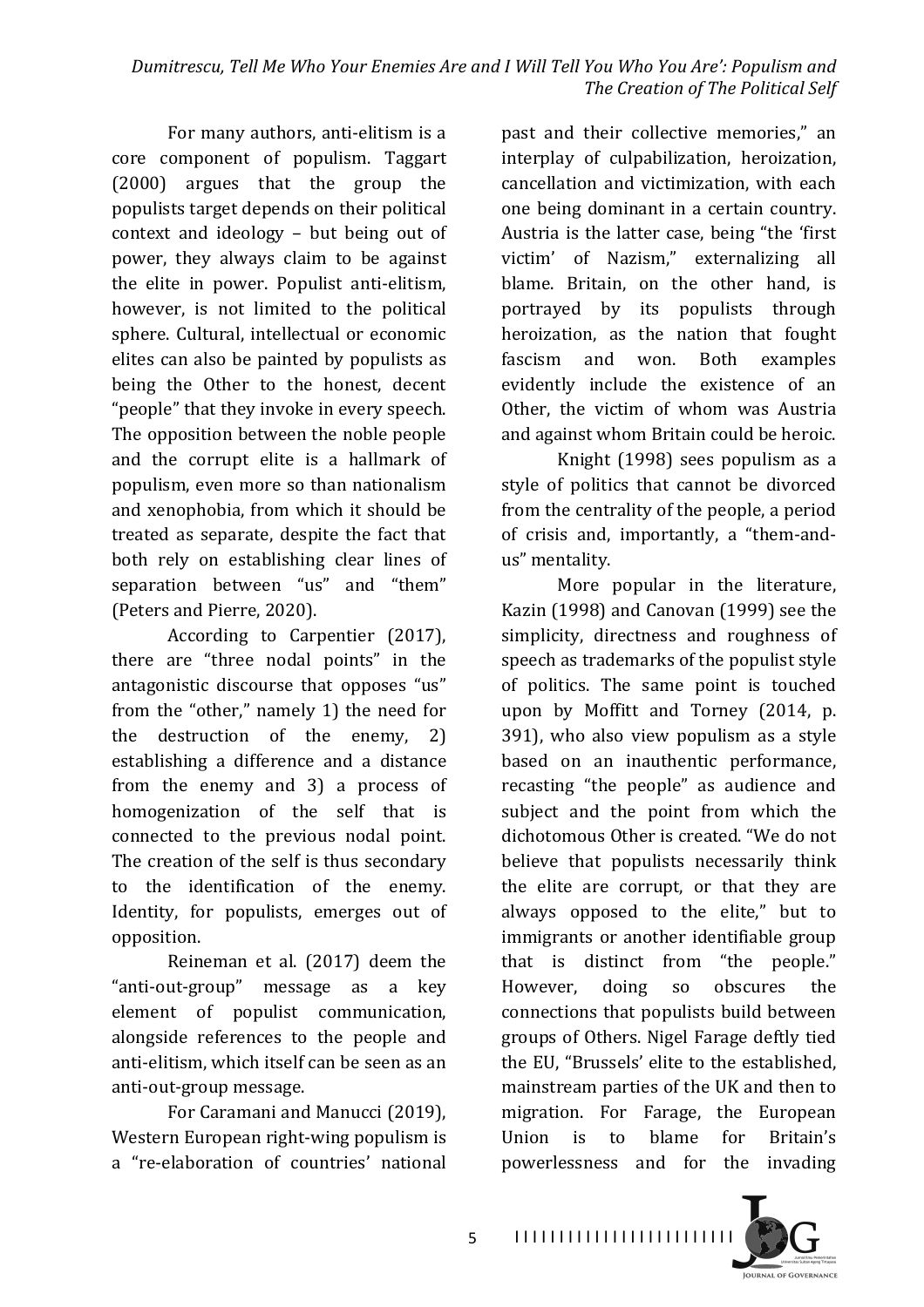For many authors, anti-elitism is a core component of populism. Taggart (2000) argues that the group the populists target depends on their political context and ideology – but being out of power, they always claim to be against the elite in power. Populist anti-elitism, however, is not limited to the political sphere. Cultural, intellectual or economic elites can also be painted by populists as being the Other to the honest, decent "people" that they invoke in every speech. The opposition between the noble people and the corrupt elite is a hallmark of populism, even more so than nationalism and xenophobia, from which it should be treated as separate, despite the fact that both rely on establishing clear lines of separation between "us" and "them" (Peters and Pierre, 2020).

According to Carpentier (2017), there are "three nodal points" in the antagonistic discourse that opposes "us" from the "other," namely 1) the need for the destruction of the enemy, 2) establishing a difference and a distance from the enemy and 3) a process of homogenization of the self that is connected to the previous nodal point. The creation of the self is thus secondary to the identification of the enemy. Identity, for populists, emerges out of opposition.

Reineman et al. (2017) deem the "anti-out-group" message as a key element of populist communication, alongside references to the people and anti-elitism, which itself can be seen as an anti-out-group message.

For Caramani and Manucci (2019), Western European right-wing populism is a "re-elaboration of countries' national past and their collective memories," an interplay of culpabilization, heroization, cancellation and victimization, with each one being dominant in a certain country. Austria is the latter case, being "the 'first victim' of Nazism," externalizing all blame. Britain, on the other hand, is portrayed by its populists through heroization, as the nation that fought fascism and won. Both examples evidently include the existence of an Other, the victim of whom was Austria and against whom Britain could be heroic.

Knight (1998) sees populism as a style of politics that cannot be divorced from the centrality of the people, a period of crisis and, importantly, a "them-and-us" mentality.

More popular in the literature, Kazin (1998) and Canovan (1999) see the simplicity, directness and roughness of speech as trademarks of the populist style of politics. The same point is touched upon by Moffitt and Torney (2014, p. 391), who also view populism as a style based on an inauthentic performance, recasting "the people" as audience and subject and the point from which the dichotomous Other is created. "We do not believe that populists necessarily think the elite are corrupt, or that they are always opposed to the elite," but to immigrants or another identifiable group that is distinct from "the people." However, doing so obscures the connections that populists build between groups of Others. Nigel Farage deftly tied the EU, "Brussels' elite to the established, mainstream parties of the UK and then to migration. For Farage, the European Union is to blame for Britain's powerlessness and for the invading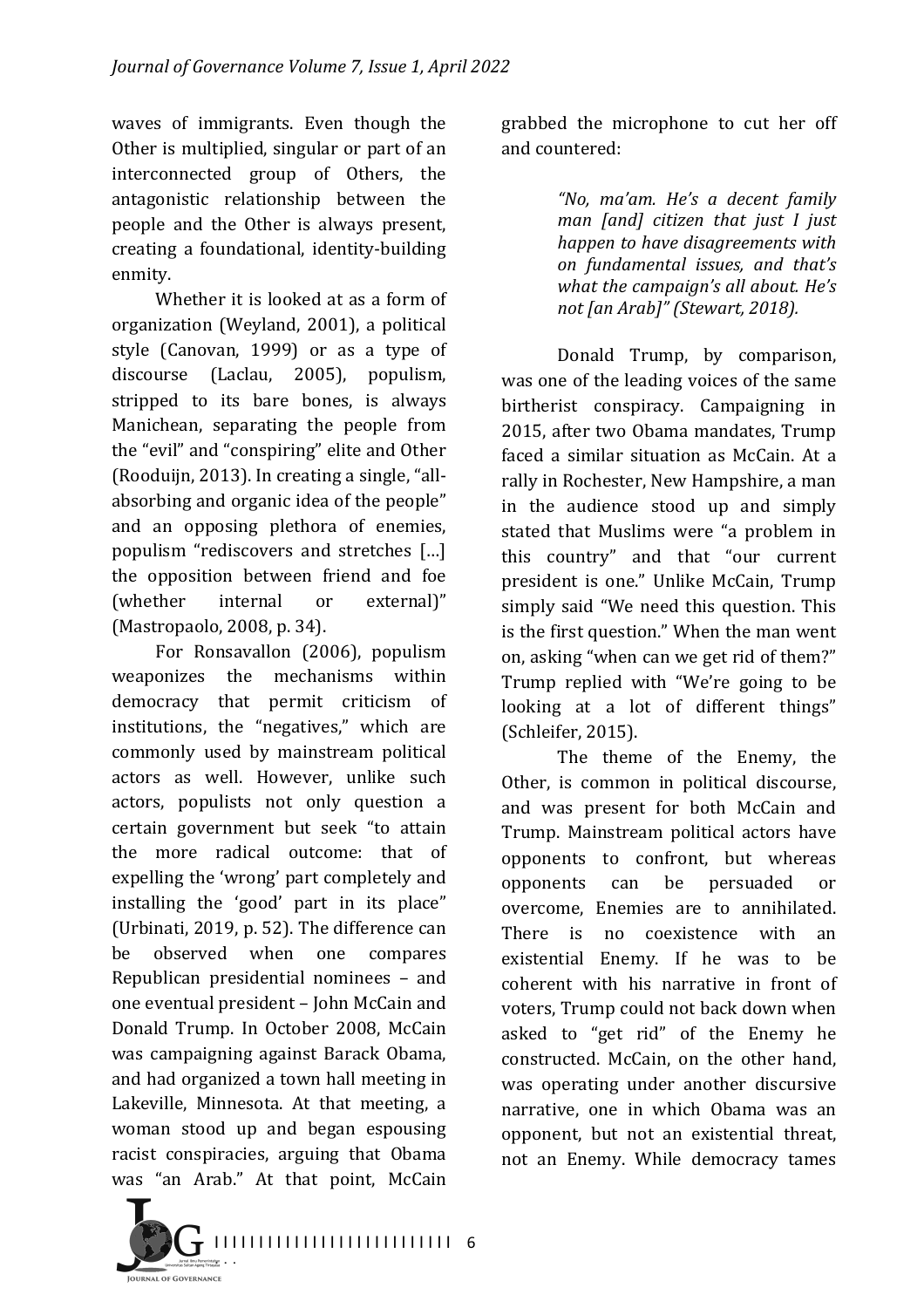waves of immigrants. Even though the Other is multiplied, singular or part of an interconnected group of Others, the antagonistic relationship between the people and the Other is always present, creating a foundational, identity-building enmity.

Whether it is looked at as a form of organization (Weyland, 2001), a political style (Canovan, 1999) or as a type of discourse (Laclau, 2005), populism, stripped to its bare bones, is always Manichean, separating the people from the "evil" and "conspiring" elite and Other (Rooduijn, 2013). In creating a single, "all-absorbing and organic idea of the people" and an opposing plethora of enemies, populism "rediscovers and stretches […] the opposition between friend and foe (whether internal or external)" (Mastropaolo, 2008, p. 34).

For Ronsavallon (2006), populism weaponizes the mechanisms within democracy that permit criticism of institutions, the "negatives," which are commonly used by mainstream political actors as well. However, unlike such actors, populists not only question a certain government but seek "to attain the more radical outcome: that of expelling the 'wrong' part completely and installing the 'good' part in its place" (Urbinati, 2019, p. 52). The difference can be observed when one compares Republican presidential nominees – and one eventual president – John McCain and Donald Trump. In October 2008, McCain was campaigning against Barack Obama, and had organized a town hall meeting in Lakeville, Minnesota. At that meeting, a woman stood up and began espousing racist conspiracies, arguing that Obama was "an Arab." At that point, McCain grabbed the microphone to cut her off and countered:

> *"No, ma'am. He's a decent family man [and] citizen that just I just happen to have disagreements with on fundamental issues, and that's what the campaign's all about. He's not [an Arab]" (Stewart, 2018).*

Donald Trump, by comparison, was one of the leading voices of the same birtherist conspiracy. Campaigning in 2015, after two Obama mandates, Trump faced a similar situation as McCain. At a rally in Rochester, New Hampshire, a man in the audience stood up and simply stated that Muslims were "a problem in this country" and that "our current president is one." Unlike McCain, Trump simply said "We need this question. This is the first question." When the man went on, asking "when can we get rid of them?" Trump replied with "We're going to be looking at a lot of different things" (Schleifer, 2015).

The theme of the Enemy, the Other, is common in political discourse, and was present for both McCain and Trump. Mainstream political actors have opponents to confront, but whereas opponents can be persuaded or overcome, Enemies are to annihilated. There is no coexistence with an existential Enemy. If he was to be coherent with his narrative in front of voters, Trump could not back down when asked to "get rid" of the Enemy he constructed. McCain, on the other hand, was operating under another discursive narrative, one in which Obama was an opponent, but not an existential threat, not an Enemy. While democracy tames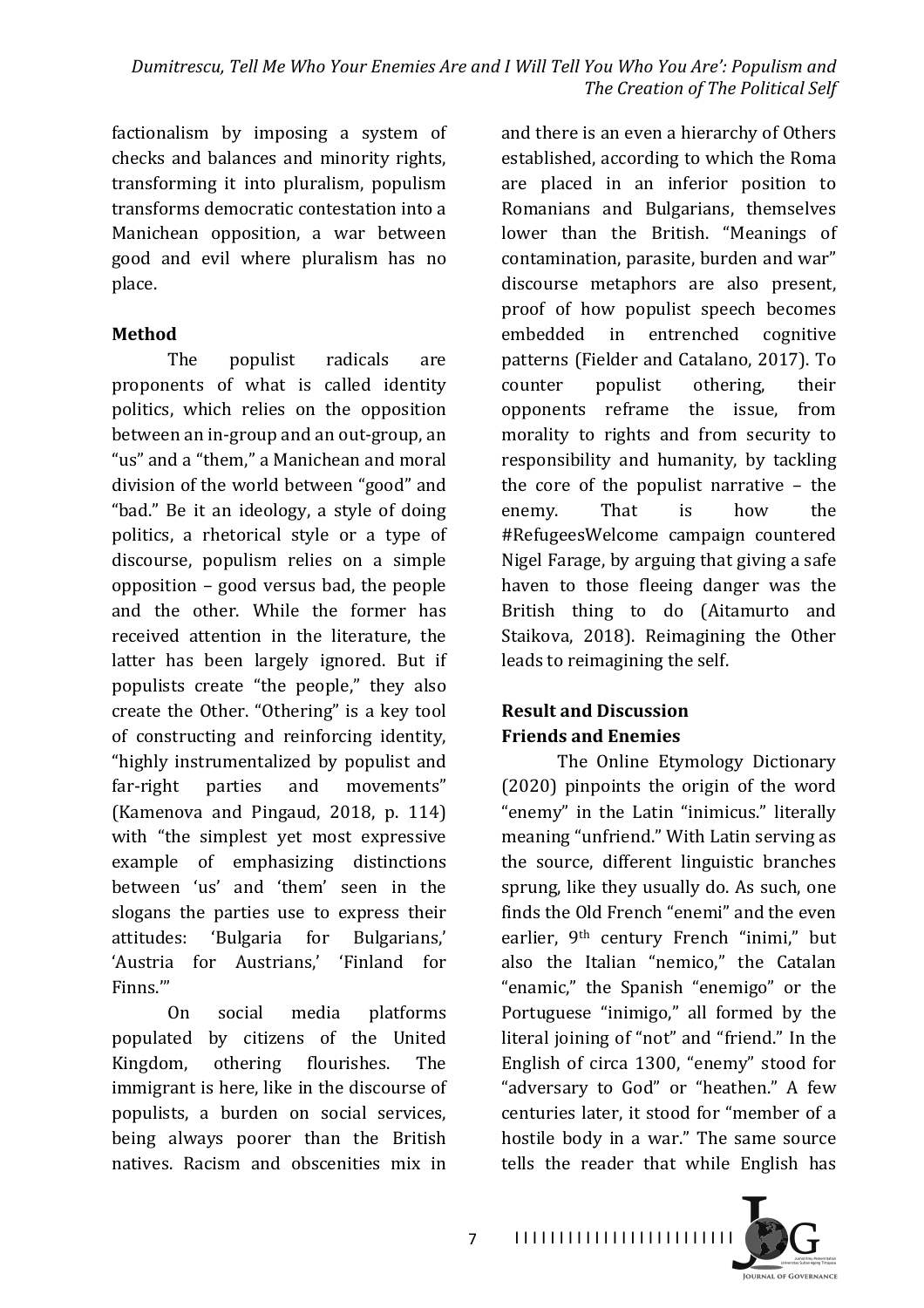factionalism by imposing a system of checks and balances and minority rights, transforming it into pluralism, populism transforms democratic contestation into a Manichean opposition, a war between good and evil where pluralism has no place.

## Method

The populist radicals are proponents of what is called identity politics, which relies on the opposition between an in-group and an out-group, an "us" and a "them," a Manichean and moral division of the world between "good" and "bad." Be it an ideology, a style of doing politics, a rhetorical style or a type of discourse, populism relies on a simple opposition – good versus bad, the people and the other. While the former has received attention in the literature, the latter has been largely ignored. But if populists create "the people," they also create the Other. "Othering" is a key tool of constructing and reinforcing identity, "highly instrumentalized by populist and far-right parties and movements" (Kamenova and Pingaud, 2018, p. 114) with "the simplest yet most expressive example of emphasizing distinctions between 'us' and 'them' seen in the slogans the parties use to express their attitudes: 'Bulgaria for Bulgarians,' 'Austria for Austrians,' 'Finland for Finns.'"

On social media platforms populated by citizens of the United Kingdom, othering flourishes. The immigrant is here, like in the discourse of populists, a burden on social services, being always poorer than the British natives. Racism and obscenities mix in and there is an even a hierarchy of Others established, according to which the Roma are placed in an inferior position to Romanians and Bulgarians, themselves lower than the British. "Meanings of contamination, parasite, burden and war" discourse metaphors are also present, proof of how populist speech becomes embedded in entrenched cognitive patterns (Fielder and Catalano, 2017). To counter populist othering, their opponents reframe the issue, from morality to rights and from security to responsibility and humanity, by tackling the core of the populist narrative – the enemy. That is how the #RefugeesWelcome campaign countered Nigel Farage, by arguing that giving a safe haven to those fleeing danger was the British thing to do (Aitamurto and Staikova, 2018). Reimagining the Other leads to reimagining the self.

## Result and Discussion

### Friends and Enemies

The Online Etymology Dictionary (2020) pinpoints the origin of the word "enemy" in the Latin "inimicus." literally meaning "unfriend." With Latin serving as the source, different linguistic branches sprung, like they usually do. As such, one finds the Old French "enemi" and the even earlier, 9th century French "inimi," but also the Italian "nemico," the Catalan "enamic," the Spanish "enemigo" or the Portuguese "inimigo," all formed by the literal joining of "not" and "friend." In the English of circa 1300, "enemy" stood for "adversary to God" or "heathen." A few centuries later, it stood for "member of a hostile body in a war." The same source tells the reader that while English has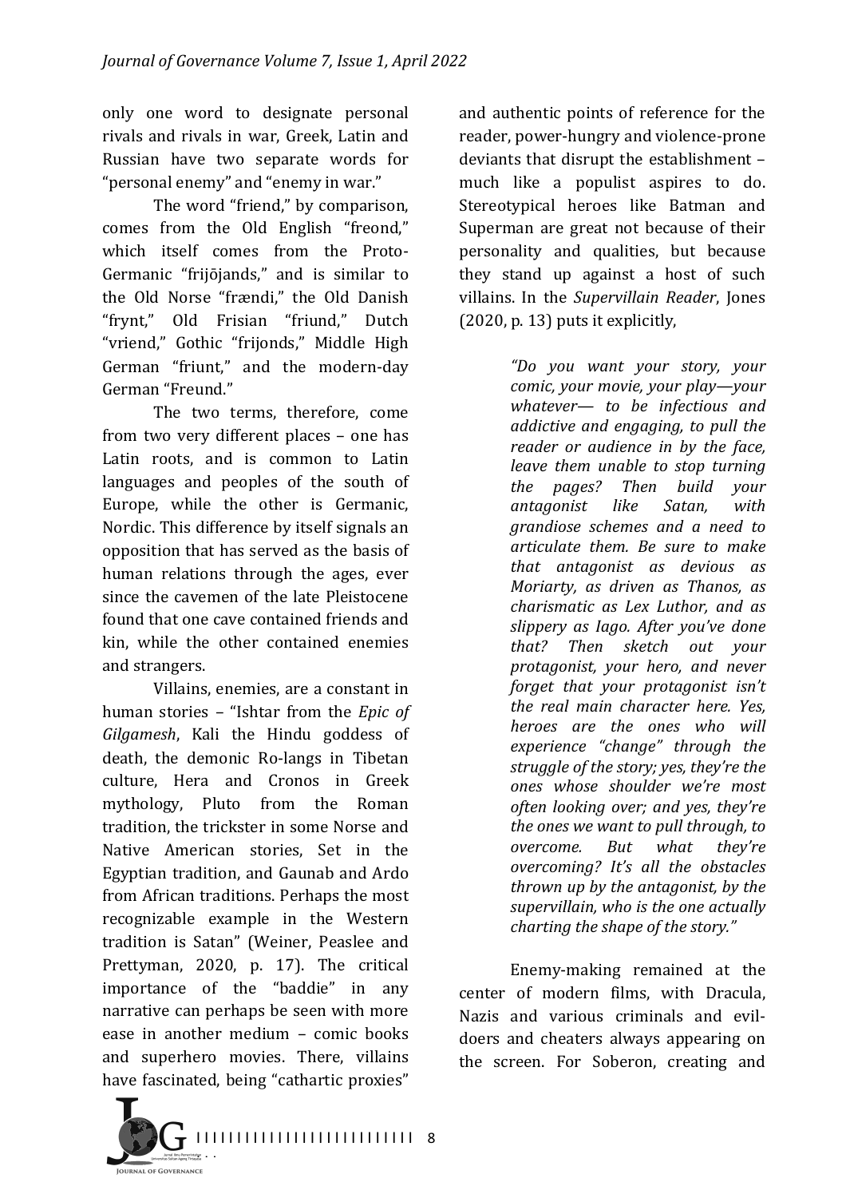only one word to designate personal rivals and rivals in war, Greek, Latin and Russian have two separate words for "personal enemy" and "enemy in war."

The word "friend," by comparison, comes from the Old English "freond," which itself comes from the Proto-Germanic "frijōjands," and is similar to the Old Norse "frændi," the Old Danish "frynt," Old Frisian "friund," Dutch "vriend," Gothic "frijonds," Middle High German "friunt," and the modern-day German "Freund."

The two terms, therefore, come from two very different places – one has Latin roots, and is common to Latin languages and peoples of the south of Europe, while the other is Germanic, Nordic. This difference by itself signals an opposition that has served as the basis of human relations through the ages, ever since the cavemen of the late Pleistocene found that one cave contained friends and kin, while the other contained enemies and strangers.

Villains, enemies, are a constant in human stories – "Ishtar from the *Epic of Gilgamesh*, Kali the Hindu goddess of death, the demonic Ro-langs in Tibetan culture, Hera and Cronos in Greek mythology, Pluto from the Roman tradition, the trickster in some Norse and Native American stories, Set in the Egyptian tradition, and Gaunab and Ardo from African traditions. Perhaps the most recognizable example in the Western tradition is Satan" (Weiner, Peaslee and Prettyman, 2020, p. 17). The critical importance of the "baddie" in any narrative can perhaps be seen with more ease in another medium – comic books and superhero movies. There, villains have fascinated, being "cathartic proxies" and authentic points of reference for the reader, power-hungry and violence-prone deviants that disrupt the establishment – much like a populist aspires to do. Stereotypical heroes like Batman and Superman are great not because of their personality and qualities, but because they stand up against a host of such villains. In the *Supervillain Reader*, Jones (2020, p. 13) puts it explicitly,

> *"Do you want your story, your comic, your movie, your play—your whatever— to be infectious and addictive and engaging, to pull the reader or audience in by the face, leave them unable to stop turning the pages? Then build your antagonist like Satan, with grandiose schemes and a need to articulate them. Be sure to make that antagonist as devious as Moriarty, as driven as Thanos, as charismatic as Lex Luthor, and as slippery as Iago. After you've done that? Then sketch out your protagonist, your hero, and never forget that your protagonist isn't the real main character here. Yes, heroes are the ones who will experience "change" through the struggle of the story; yes, they're the ones whose shoulder we're most often looking over; and yes, they're the ones we want to pull through, to overcome. But what they're overcoming? It's all the obstacles thrown up by the antagonist, by the supervillain, who is the one actually charting the shape of the story."*

Enemy-making remained at the center of modern films, with Dracula, Nazis and various criminals and evil-doers and cheaters always appearing on the screen. For Soberon, creating and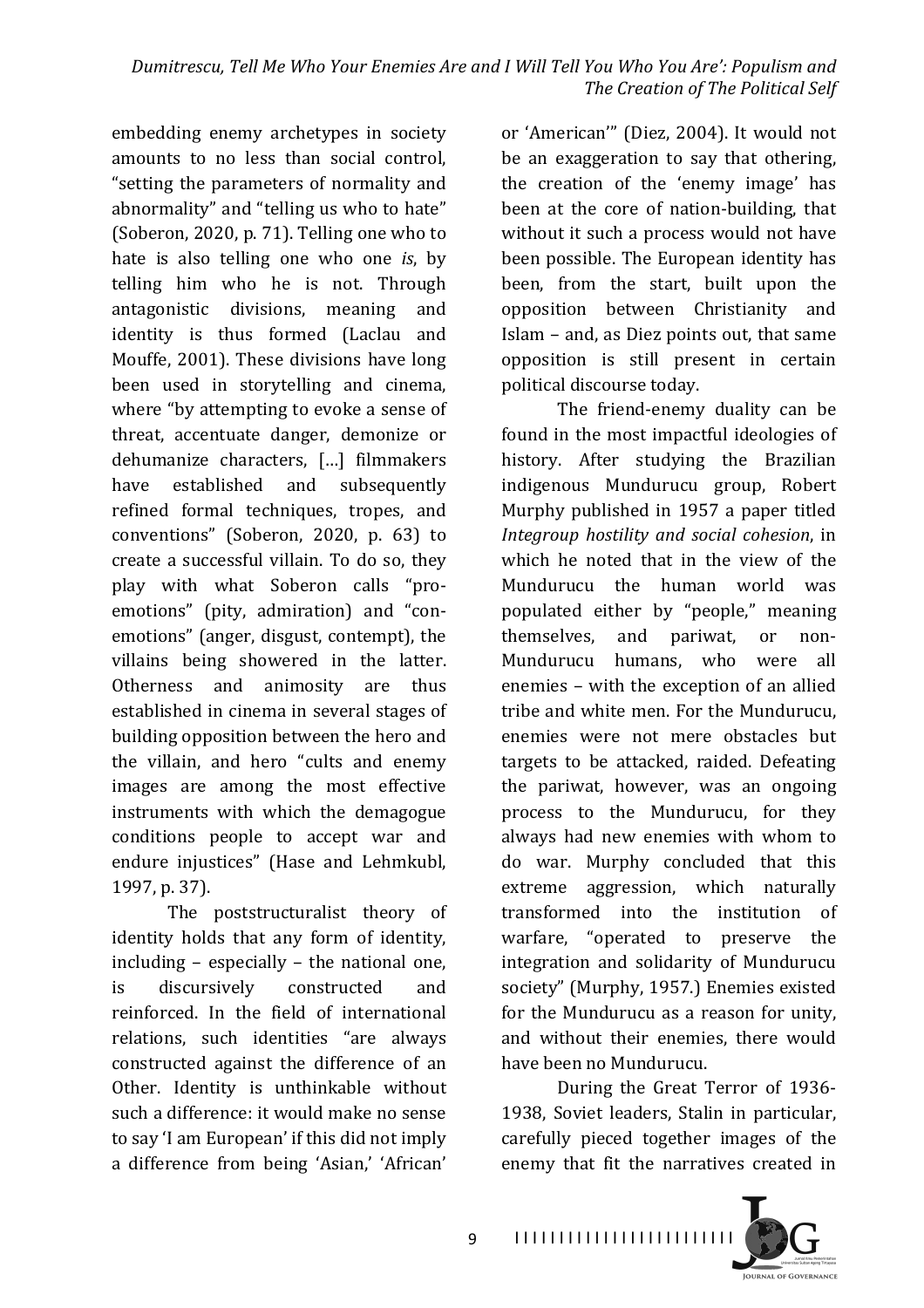embedding enemy archetypes in society amounts to no less than social control, "setting the parameters of normality and abnormality" and "telling us who to hate" (Soberon, 2020, p. 71). Telling one who to hate is also telling one who one *is*, by telling him who he is not. Through antagonistic divisions, meaning and identity is thus formed (Laclau and Mouffe, 2001). These divisions have long been used in storytelling and cinema, where "by attempting to evoke a sense of threat, accentuate danger, demonize or dehumanize characters, […] filmmakers have established and subsequently refined formal techniques, tropes, and conventions" (Soberon, 2020, p. 63) to create a successful villain. To do so, they play with what Soberon calls "pro-emotions" (pity, admiration) and "con-emotions" (anger, disgust, contempt), the villains being showered in the latter. Otherness and animosity are thus established in cinema in several stages of building opposition between the hero and the villain, and hero "cults and enemy images are among the most effective instruments with which the demagogue conditions people to accept war and endure injustices" (Hase and Lehmkubl, 1997, p. 37).

The poststructuralist theory of identity holds that any form of identity, including – especially – the national one, is discursively constructed and reinforced. In the field of international relations, such identities "are always constructed against the difference of an Other. Identity is unthinkable without such a difference: it would make no sense to say 'I am European' if this did not imply a difference from being 'Asian,' 'African' or 'American'" (Diez, 2004). It would not be an exaggeration to say that othering, the creation of the 'enemy image' has been at the core of nation-building, that without it such a process would not have been possible. The European identity has been, from the start, built upon the opposition between Christianity and Islam – and, as Diez points out, that same opposition is still present in certain political discourse today.

The friend-enemy duality can be found in the most impactful ideologies of history. After studying the Brazilian indigenous Mundurucu group, Robert Murphy published in 1957 a paper titled *Integroup hostility and social cohesion*, in which he noted that in the view of the Mundurucu the human world was populated either by "people," meaning themselves, and pariwat, or non-Mundurucu humans, who were all enemies – with the exception of an allied tribe and white men. For the Mundurucu, enemies were not mere obstacles but targets to be attacked, raided. Defeating the pariwat, however, was an ongoing process to the Mundurucu, for they always had new enemies with whom to do war. Murphy concluded that this extreme aggression, which naturally transformed into the institution of warfare, "operated to preserve the integration and solidarity of Mundurucu society" (Murphy, 1957.) Enemies existed for the Mundurucu as a reason for unity, and without their enemies, there would have been no Mundurucu.

During the Great Terror of 1936-1938, Soviet leaders, Stalin in particular, carefully pieced together images of the enemy that fit the narratives created in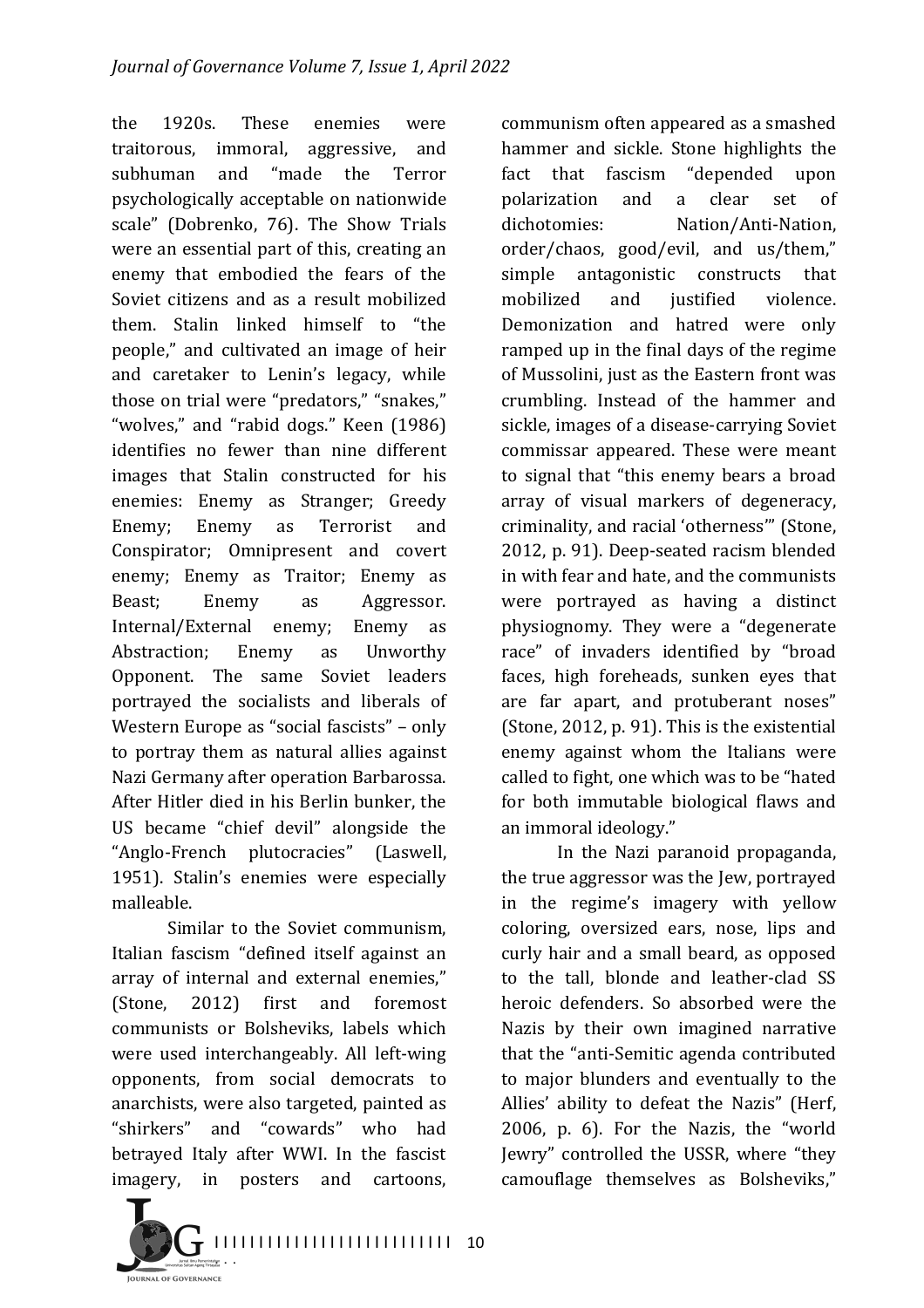the 1920s. These enemies were traitorous, immoral, aggressive, and subhuman and "made the Terror psychologically acceptable on nationwide scale" (Dobrenko, 76). The Show Trials were an essential part of this, creating an enemy that embodied the fears of the Soviet citizens and as a result mobilized them. Stalin linked himself to "the people," and cultivated an image of heir and caretaker to Lenin's legacy, while those on trial were "predators," "snakes," "wolves," and "rabid dogs." Keen (1986) identifies no fewer than nine different images that Stalin constructed for his enemies: Enemy as Stranger; Greedy Enemy; Enemy as Terrorist and Conspirator; Omnipresent and covert enemy; Enemy as Traitor; Enemy as Beast; Enemy as Aggressor. Internal/External enemy; Enemy as Abstraction; Enemy as Unworthy Opponent. The same Soviet leaders portrayed the socialists and liberals of Western Europe as "social fascists" – only to portray them as natural allies against Nazi Germany after operation Barbarossa. After Hitler died in his Berlin bunker, the US became "chief devil" alongside the "Anglo-French plutocracies" (Laswell, 1951). Stalin's enemies were especially malleable.

Similar to the Soviet communism, Italian fascism "defined itself against an array of internal and external enemies," (Stone, 2012) first and foremost communists or Bolsheviks, labels which were used interchangeably. All left-wing opponents, from social democrats to anarchists, were also targeted, painted as "shirkers" and "cowards" who had betrayed Italy after WWI. In the fascist imagery, in posters and cartoons, communism often appeared as a smashed hammer and sickle. Stone highlights the fact that fascism "depended upon polarization and a clear set of dichotomies: Nation/Anti-Nation, order/chaos, good/evil, and us/them," simple antagonistic constructs that mobilized and justified violence. Demonization and hatred were only ramped up in the final days of the regime of Mussolini, just as the Eastern front was crumbling. Instead of the hammer and sickle, images of a disease-carrying Soviet commissar appeared. These were meant to signal that "this enemy bears a broad array of visual markers of degeneracy, criminality, and racial 'otherness'" (Stone, 2012, p. 91). Deep-seated racism blended in with fear and hate, and the communists were portrayed as having a distinct physiognomy. They were a "degenerate race" of invaders identified by "broad faces, high foreheads, sunken eyes that are far apart, and protuberant noses" (Stone, 2012, p. 91). This is the existential enemy against whom the Italians were called to fight, one which was to be "hated for both immutable biological flaws and an immoral ideology."

In the Nazi paranoid propaganda, the true aggressor was the Jew, portrayed in the regime's imagery with yellow coloring, oversized ears, nose, lips and curly hair and a small beard, as opposed to the tall, blonde and leather-clad SS heroic defenders. So absorbed were the Nazis by their own imagined narrative that the "anti-Semitic agenda contributed to major blunders and eventually to the Allies' ability to defeat the Nazis" (Herf, 2006, p. 6). For the Nazis, the "world Jewry" controlled the USSR, where "they camouflage themselves as Bolsheviks,"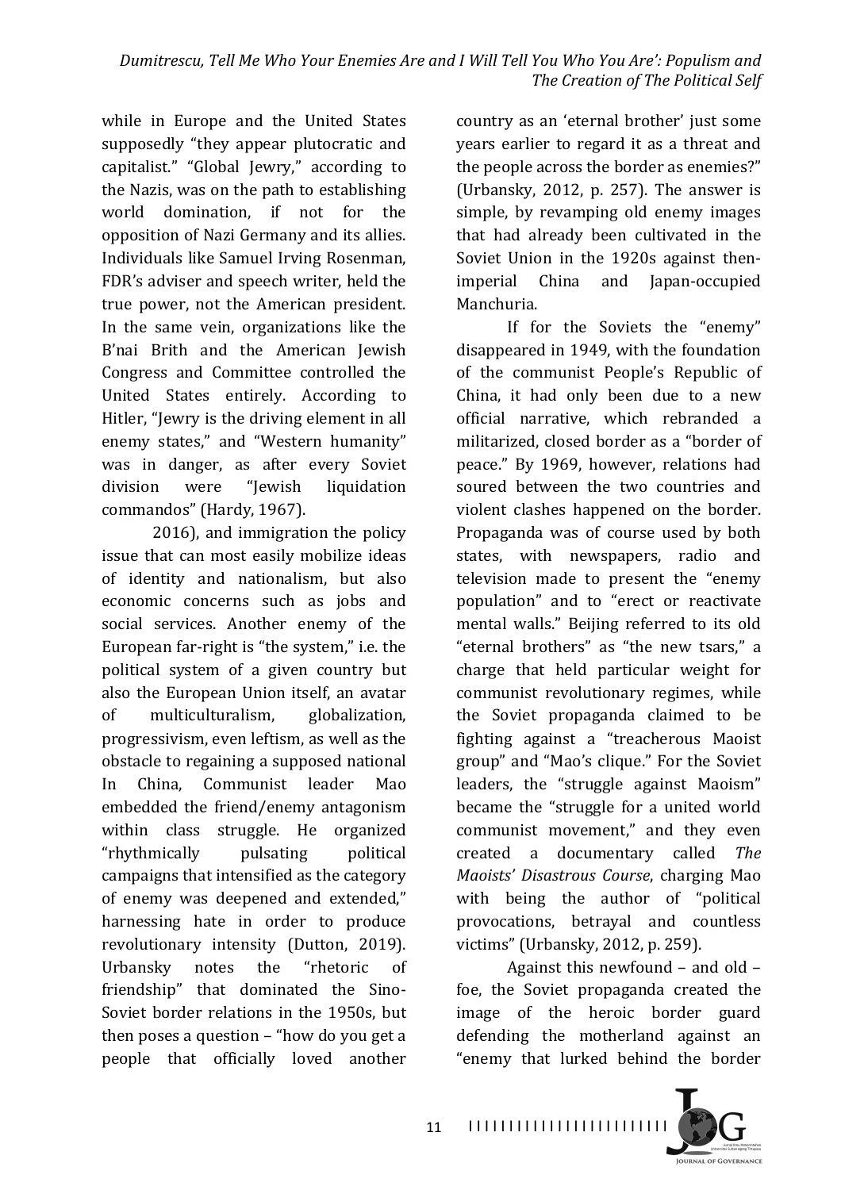while in Europe and the United States supposedly "they appear plutocratic and capitalist." "Global Jewry," according to the Nazis, was on the path to establishing world domination, if not for the opposition of Nazi Germany and its allies. Individuals like Samuel Irving Rosenman, FDR's adviser and speech writer, held the true power, not the American president. In the same vein, organizations like the B'nai Brith and the American Jewish Congress and Committee controlled the United States entirely. According to Hitler, "Jewry is the driving element in all enemy states," and "Western humanity" was in danger, as after every Soviet division were "Jewish liquidation commandos" (Hardy, 1967).

2016), and immigration the policy issue that can most easily mobilize ideas of identity and nationalism, but also economic concerns such as jobs and social services. Another enemy of the European far-right is "the system," i.e. the political system of a given country but also the European Union itself, an avatar of multiculturalism, globalization, progressivism, even leftism, as well as the obstacle to regaining a supposed national In China, Communist leader Mao embedded the friend/enemy antagonism within class struggle. He organized "rhythmically pulsating political campaigns that intensified as the category of enemy was deepened and extended," harnessing hate in order to produce revolutionary intensity (Dutton, 2019). Urbansky notes the "rhetoric of friendship" that dominated the Sino-Soviet border relations in the 1950s, but then poses a question – "how do you get a people that officially loved another country as an 'eternal brother' just some years earlier to regard it as a threat and the people across the border as enemies?" (Urbansky, 2012, p. 257). The answer is simple, by revamping old enemy images that had already been cultivated in the Soviet Union in the 1920s against then-imperial China and Japan-occupied Manchuria.

If for the Soviets the "enemy" disappeared in 1949, with the foundation of the communist People's Republic of China, it had only been due to a new official narrative, which rebranded a militarized, closed border as a "border of peace." By 1969, however, relations had soured between the two countries and violent clashes happened on the border. Propaganda was of course used by both states, with newspapers, radio and television made to present the "enemy population" and to "erect or reactivate mental walls." Beijing referred to its old "eternal brothers" as "the new tsars," a charge that held particular weight for communist revolutionary regimes, while the Soviet propaganda claimed to be fighting against a "treacherous Maoist group" and "Mao's clique." For the Soviet leaders, the "struggle against Maoism" became the "struggle for a united world communist movement," and they even created a documentary called *The Maoists' Disastrous Course*, charging Mao with being the author of "political provocations, betrayal and countless victims" (Urbansky, 2012, p. 259).

Against this newfound – and old – foe, the Soviet propaganda created the image of the heroic border guard defending the motherland against an "enemy that lurked behind the border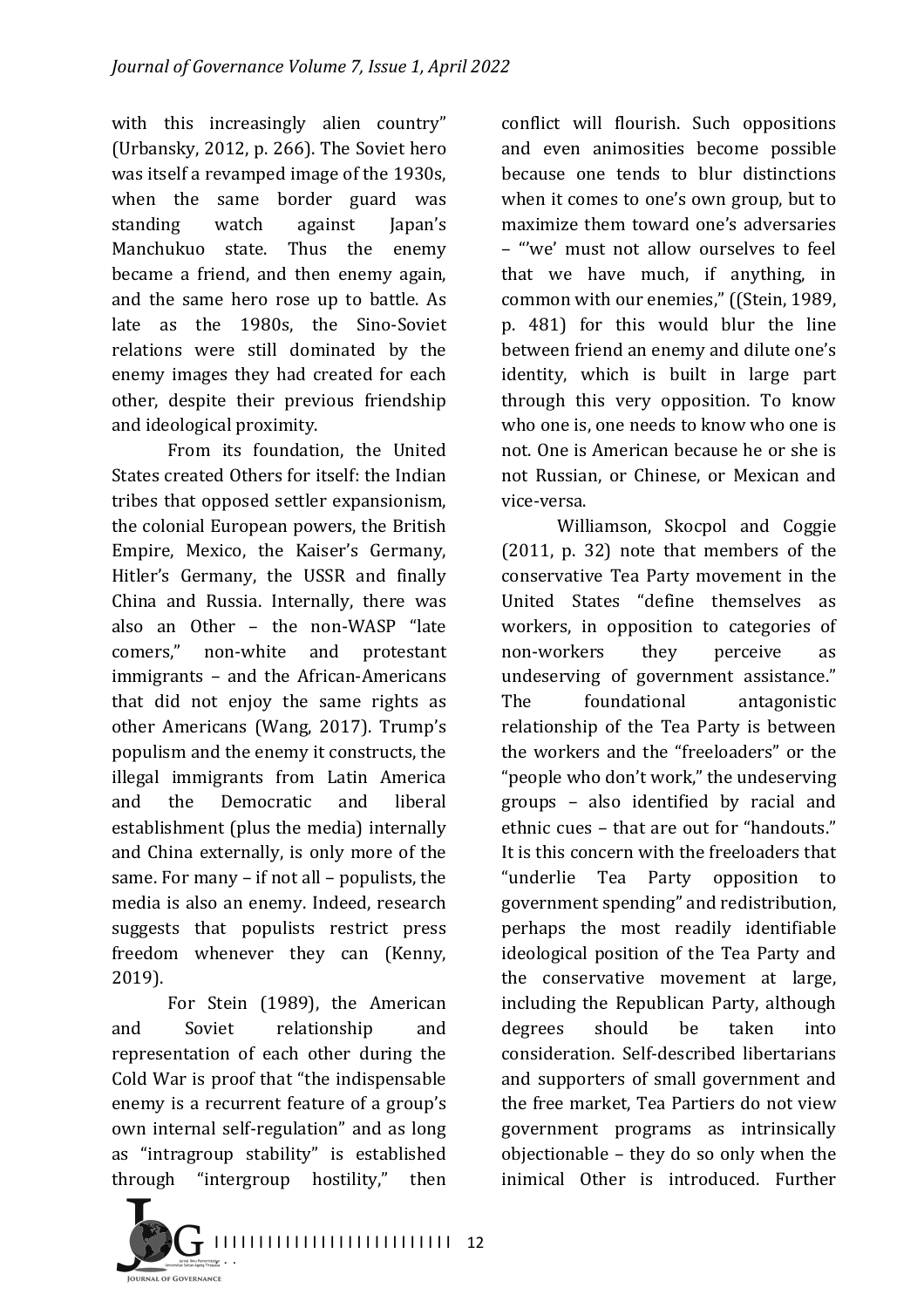with this increasingly alien country" (Urbansky, 2012, p. 266). The Soviet hero was itself a revamped image of the 1930s, when the same border guard was standing watch against Japan's Manchukuo state. Thus the enemy became a friend, and then enemy again, and the same hero rose up to battle. As late as the 1980s, the Sino-Soviet relations were still dominated by the enemy images they had created for each other, despite their previous friendship and ideological proximity.

From its foundation, the United States created Others for itself: the Indian tribes that opposed settler expansionism, the colonial European powers, the British Empire, Mexico, the Kaiser's Germany, Hitler's Germany, the USSR and finally China and Russia. Internally, there was also an Other – the non-WASP "late comers," non-white and protestant immigrants – and the African-Americans that did not enjoy the same rights as other Americans (Wang, 2017). Trump's populism and the enemy it constructs, the illegal immigrants from Latin America and the Democratic and liberal establishment (plus the media) internally and China externally, is only more of the same. For many – if not all – populists, the media is also an enemy. Indeed, research suggests that populists restrict press freedom whenever they can (Kenny, 2019).

For Stein (1989), the American and Soviet relationship and representation of each other during the Cold War is proof that "the indispensable enemy is a recurrent feature of a group's own internal self-regulation" and as long as "intragroup stability" is established through "intergroup hostility," then conflict will flourish. Such oppositions and even animosities become possible because one tends to blur distinctions when it comes to one's own group, but to maximize them toward one's adversaries – "'we' must not allow ourselves to feel that we have much, if anything, in common with our enemies," ((Stein, 1989, p. 481) for this would blur the line between friend an enemy and dilute one's identity, which is built in large part through this very opposition. To know who one is, one needs to know who one is not. One is American because he or she is not Russian, or Chinese, or Mexican and vice-versa.

Williamson, Skocpol and Coggie (2011, p. 32) note that members of the conservative Tea Party movement in the United States "define themselves as workers, in opposition to categories of non-workers they perceive as undeserving of government assistance." The foundational antagonistic relationship of the Tea Party is between the workers and the "freeloaders" or the "people who don't work," the undeserving groups – also identified by racial and ethnic cues – that are out for "handouts." It is this concern with the freeloaders that "underlie Tea Party opposition to government spending" and redistribution, perhaps the most readily identifiable ideological position of the Tea Party and the conservative movement at large, including the Republican Party, although degrees should be taken into consideration. Self-described libertarians and supporters of small government and the free market, Tea Partiers do not view government programs as intrinsically objectionable – they do so only when the inimical Other is introduced. Further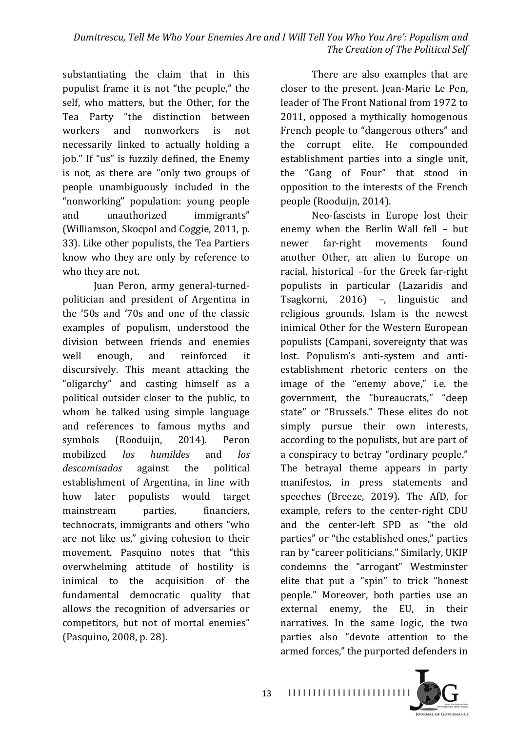substantiating the claim that in this populist frame it is not "the people," the self, who matters, but the Other, for the Tea Party "the distinction between workers and nonworkers is not necessarily linked to actually holding a job." If "us" is fuzzily defined, the Enemy is not, as there are "only two groups of people unambiguously included in the "nonworking" population: young people and unauthorized immigrants" (Williamson, Skocpol and Coggie, 2011, p. 33). Like other populists, the Tea Partiers know who they are only by reference to who they are not.

Juan Peron, army general-turned-politician and president of Argentina in the '50s and '70s and one of the classic examples of populism, understood the division between friends and enemies well enough, and reinforced it discursively. This meant attacking the "oligarchy" and casting himself as a political outsider closer to the public, to whom he talked using simple language and references to famous myths and symbols (Rooduijn, 2014). Peron mobilized *los humildes* and *los descamisados* against the political establishment of Argentina, in line with how later populists would target mainstream parties, financiers, technocrats, immigrants and others "who are not like us," giving cohesion to their movement. Pasquino notes that "this overwhelming attitude of hostility is inimical to the acquisition of the fundamental democratic quality that allows the recognition of adversaries or competitors, but not of mortal enemies" (Pasquino, 2008, p. 28).

There are also examples that are closer to the present. Jean-Marie Le Pen, leader of The Front National from 1972 to 2011, opposed a mythically homogenous French people to "dangerous others" and the corrupt elite. He compounded establishment parties into a single unit, the "Gang of Four" that stood in opposition to the interests of the French people (Rooduijn, 2014).

Neo-fascists in Europe lost their enemy when the Berlin Wall fell – but newer far-right movements found another Other, an alien to Europe on racial, historical –for the Greek far-right populists in particular (Lazaridis and Tsagkorni, 2016) –, linguistic and religious grounds. Islam is the newest inimical Other for the Western European populists (Campani, sovereignty that was lost. Populism's anti-system and anti-establishment rhetoric centers on the image of the "enemy above," i.e. the government, the "bureaucrats," "deep state" or "Brussels." These elites do not simply pursue their own interests, according to the populists, but are part of a conspiracy to betray "ordinary people." The betrayal theme appears in party manifestos, in press statements and speeches (Breeze, 2019). The AfD, for example, refers to the center-right CDU and the center-left SPD as "the old parties" or "the established ones," parties ran by "career politicians." Similarly, UKIP condemns the "arrogant" Westminster elite that put a "spin" to trick "honest people." Moreover, both parties use an external enemy, the EU, in their narratives. In the same logic, the two parties also "devote attention to the armed forces," the purported defenders in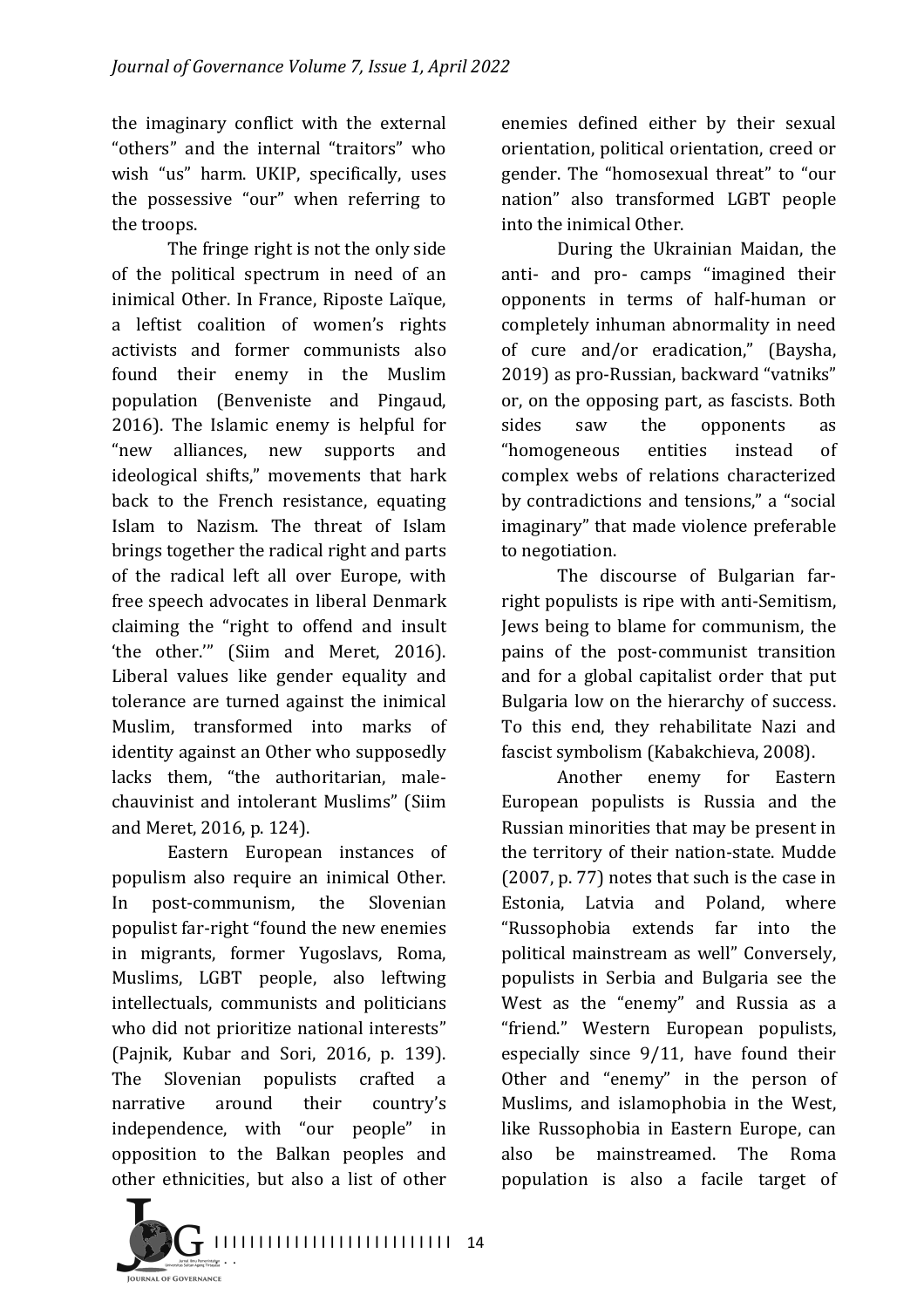the imaginary conflict with the external "others" and the internal "traitors" who wish "us" harm. UKIP, specifically, uses the possessive "our" when referring to the troops.

The fringe right is not the only side of the political spectrum in need of an inimical Other. In France, Riposte Laïque, a leftist coalition of women's rights activists and former communists also found their enemy in the Muslim population (Benveniste and Pingaud, 2016). The Islamic enemy is helpful for "new alliances, new supports and ideological shifts," movements that hark back to the French resistance, equating Islam to Nazism. The threat of Islam brings together the radical right and parts of the radical left all over Europe, with free speech advocates in liberal Denmark claiming the "right to offend and insult 'the other.'" (Siim and Meret, 2016). Liberal values like gender equality and tolerance are turned against the inimical Muslim, transformed into marks of identity against an Other who supposedly lacks them, "the authoritarian, male-chauvinist and intolerant Muslims" (Siim and Meret, 2016, p. 124).

Eastern European instances of populism also require an inimical Other. In post-communism, the Slovenian populist far-right "found the new enemies in migrants, former Yugoslavs, Roma, Muslims, LGBT people, also leftwing intellectuals, communists and politicians who did not prioritize national interests" (Pajnik, Kubar and Sori, 2016, p. 139). The Slovenian populists crafted a narrative around their country's independence, with "our people" in opposition to the Balkan peoples and other ethnicities, but also a list of other enemies defined either by their sexual orientation, political orientation, creed or gender. The "homosexual threat" to "our nation" also transformed LGBT people into the inimical Other.

During the Ukrainian Maidan, the anti- and pro- camps "imagined their opponents in terms of half-human or completely inhuman abnormality in need of cure and/or eradication," (Baysha, 2019) as pro-Russian, backward "vatniks" or, on the opposing part, as fascists. Both sides saw the opponents as "homogeneous entities instead of complex webs of relations characterized by contradictions and tensions," a "social imaginary" that made violence preferable to negotiation.

The discourse of Bulgarian far-right populists is ripe with anti-Semitism, Jews being to blame for communism, the pains of the post-communist transition and for a global capitalist order that put Bulgaria low on the hierarchy of success. To this end, they rehabilitate Nazi and fascist symbolism (Kabakchieva, 2008).

Another enemy for Eastern European populists is Russia and the Russian minorities that may be present in the territory of their nation-state. Mudde (2007, p. 77) notes that such is the case in Estonia, Latvia and Poland, where "Russophobia extends far into the political mainstream as well" Conversely, populists in Serbia and Bulgaria see the West as the "enemy" and Russia as a "friend." Western European populists, especially since 9/11, have found their Other and "enemy" in the person of Muslims, and islamophobia in the West, like Russophobia in Eastern Europe, can also be mainstreamed. The Roma population is also a facile target of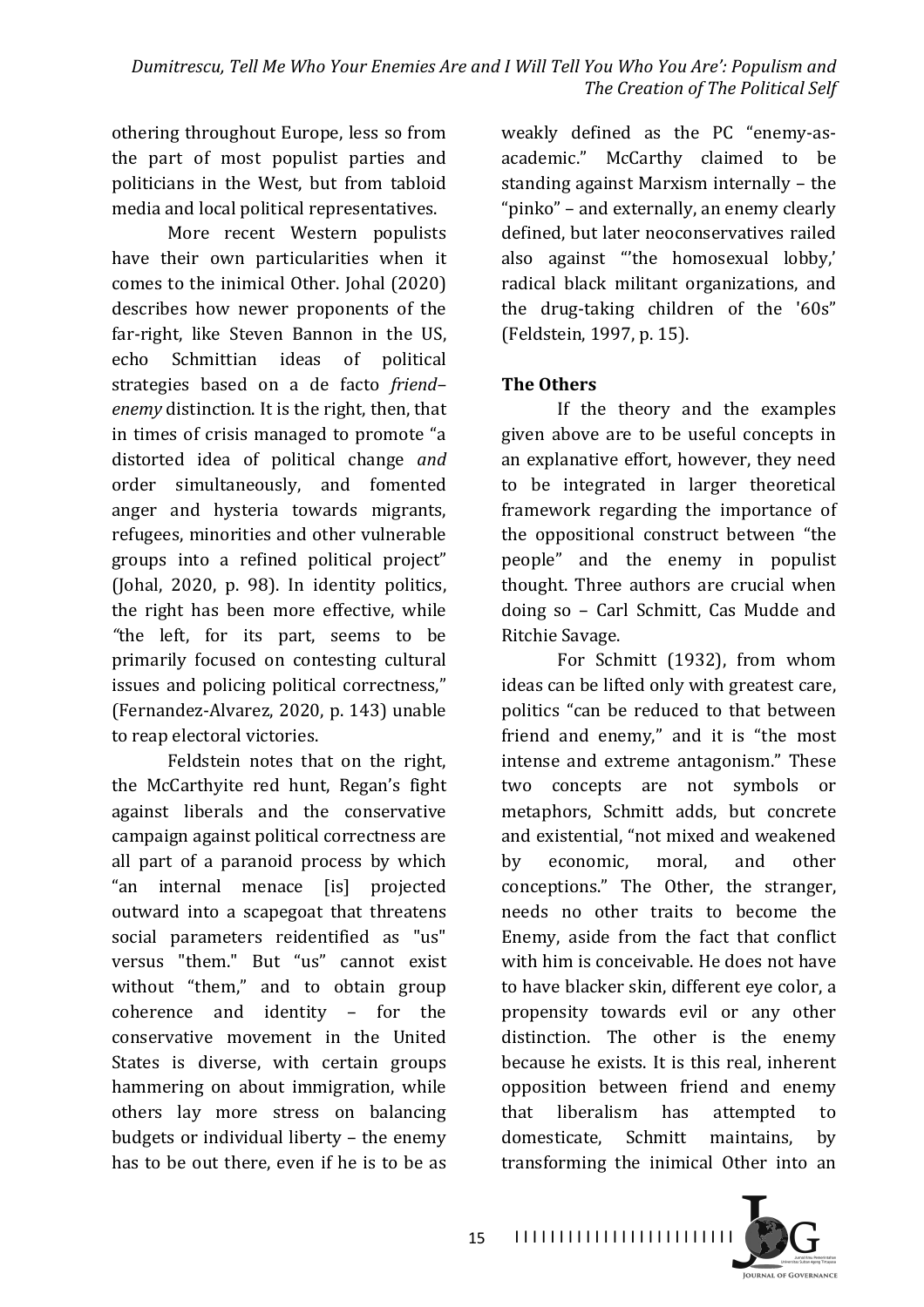othering throughout Europe, less so from the part of most populist parties and politicians in the West, but from tabloid media and local political representatives.

More recent Western populists have their own particularities when it comes to the inimical Other. Johal (2020) describes how newer proponents of the far-right, like Steven Bannon in the US, echo Schmittian ideas of political strategies based on a de facto *friend–enemy* distinction. It is the right, then, that in times of crisis managed to promote "a distorted idea of political change *and* order simultaneously, and fomented anger and hysteria towards migrants, refugees, minorities and other vulnerable groups into a refined political project" (Johal, 2020, p. 98). In identity politics, the right has been more effective, while "the left, for its part, seems to be primarily focused on contesting cultural issues and policing political correctness," (Fernandez-Alvarez, 2020, p. 143) unable to reap electoral victories.

Feldstein notes that on the right, the McCarthyite red hunt, Regan's fight against liberals and the conservative campaign against political correctness are all part of a paranoid process by which "an internal menace [is] projected outward into a scapegoat that threatens social parameters reidentified as "us" versus "them." But "us" cannot exist without "them," and to obtain group coherence and identity – for the conservative movement in the United States is diverse, with certain groups hammering on about immigration, while others lay more stress on balancing budgets or individual liberty – the enemy has to be out there, even if he is to be as weakly defined as the PC "enemy-as-academic." McCarthy claimed to be standing against Marxism internally – the "pinko" – and externally, an enemy clearly defined, but later neoconservatives railed also against "'the homosexual lobby,' radical black militant organizations, and the drug-taking children of the '60s" (Feldstein, 1997, p. 15).

## The Others

If the theory and the examples given above are to be useful concepts in an explanative effort, however, they need to be integrated in larger theoretical framework regarding the importance of the oppositional construct between "the people" and the enemy in populist thought. Three authors are crucial when doing so – Carl Schmitt, Cas Mudde and Ritchie Savage.

For Schmitt (1932), from whom ideas can be lifted only with greatest care, politics "can be reduced to that between friend and enemy," and it is "the most intense and extreme antagonism." These two concepts are not symbols or metaphors, Schmitt adds, but concrete and existential, "not mixed and weakened by economic, moral, and other conceptions." The Other, the stranger, needs no other traits to become the Enemy, aside from the fact that conflict with him is conceivable. He does not have to have blacker skin, different eye color, a propensity towards evil or any other distinction. The other is the enemy because he exists. It is this real, inherent opposition between friend and enemy that liberalism has attempted to domesticate, Schmitt maintains, by transforming the inimical Other into an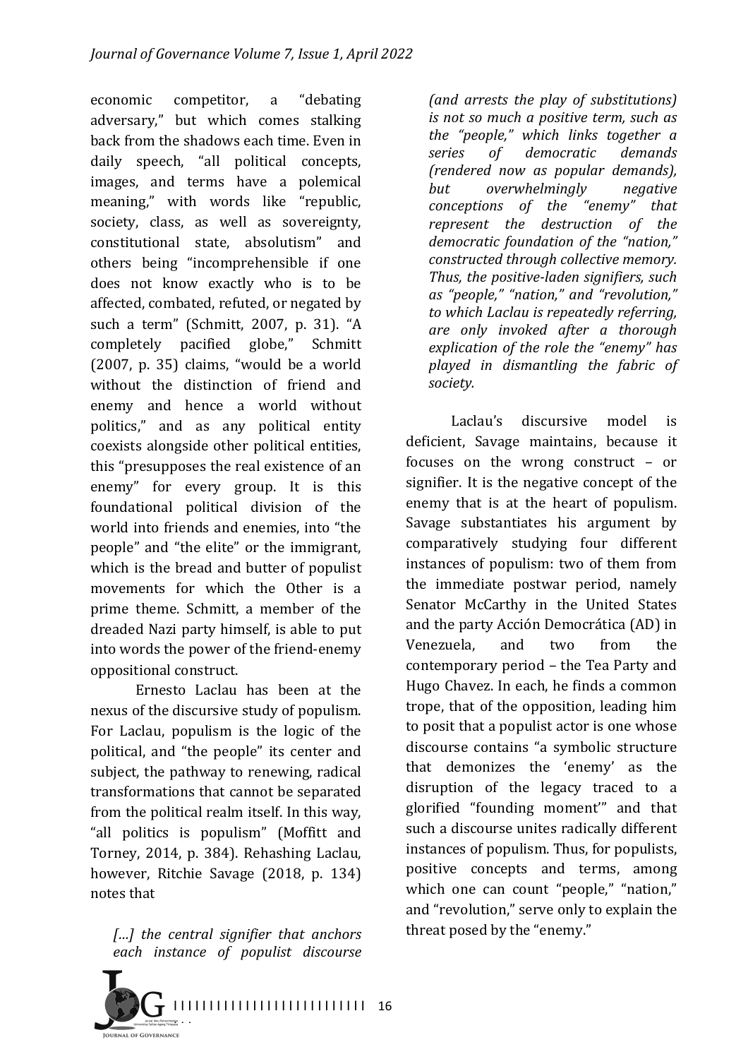economic competitor, a "debating adversary," but which comes stalking back from the shadows each time. Even in daily speech, "all political concepts, images, and terms have a polemical meaning," with words like "republic, society, class, as well as sovereignty, constitutional state, absolutism" and others being "incomprehensible if one does not know exactly who is to be affected, combated, refuted, or negated by such a term" (Schmitt, 2007, p. 31). "A completely pacified globe," Schmitt (2007, p. 35) claims, "would be a world without the distinction of friend and enemy and hence a world without politics," and as any political entity coexists alongside other political entities, this "presupposes the real existence of an enemy" for every group. It is this foundational political division of the world into friends and enemies, into "the people" and "the elite" or the immigrant, which is the bread and butter of populist movements for which the Other is a prime theme. Schmitt, a member of the dreaded Nazi party himself, is able to put into words the power of the friend-enemy oppositional construct.

Ernesto Laclau has been at the nexus of the discursive study of populism. For Laclau, populism is the logic of the political, and "the people" its center and subject, the pathway to renewing, radical transformations that cannot be separated from the political realm itself. In this way, "all politics is populism" (Moffitt and Torney, 2014, p. 384). Rehashing Laclau, however, Ritchie Savage (2018, p. 134) notes that

> *[...] the central signifier that anchors each instance of populist discourse (and arrests the play of substitutions) is not so much a positive term, such as the "people," which links together a series of democratic demands (rendered now as popular demands), but overwhelmingly negative conceptions of the "enemy" that represent the destruction of the democratic foundation of the "nation," constructed through collective memory. Thus, the positive-laden signifiers, such as "people," "nation," and "revolution," to which Laclau is repeatedly referring, are only invoked after a thorough explication of the role the "enemy" has played in dismantling the fabric of society.*

Laclau's discursive model is deficient, Savage maintains, because it focuses on the wrong construct – or signifier. It is the negative concept of the enemy that is at the heart of populism. Savage substantiates his argument by comparatively studying four different instances of populism: two of them from the immediate postwar period, namely Senator McCarthy in the United States and the party Acción Democrática (AD) in Venezuela, and two from the contemporary period – the Tea Party and Hugo Chavez. In each, he finds a common trope, that of the opposition, leading him to posit that a populist actor is one whose discourse contains "a symbolic structure that demonizes the 'enemy' as the disruption of the legacy traced to a glorified "founding moment'" and that such a discourse unites radically different instances of populism. Thus, for populists, positive concepts and terms, among which one can count "people," "nation," and "revolution," serve only to explain the threat posed by the "enemy."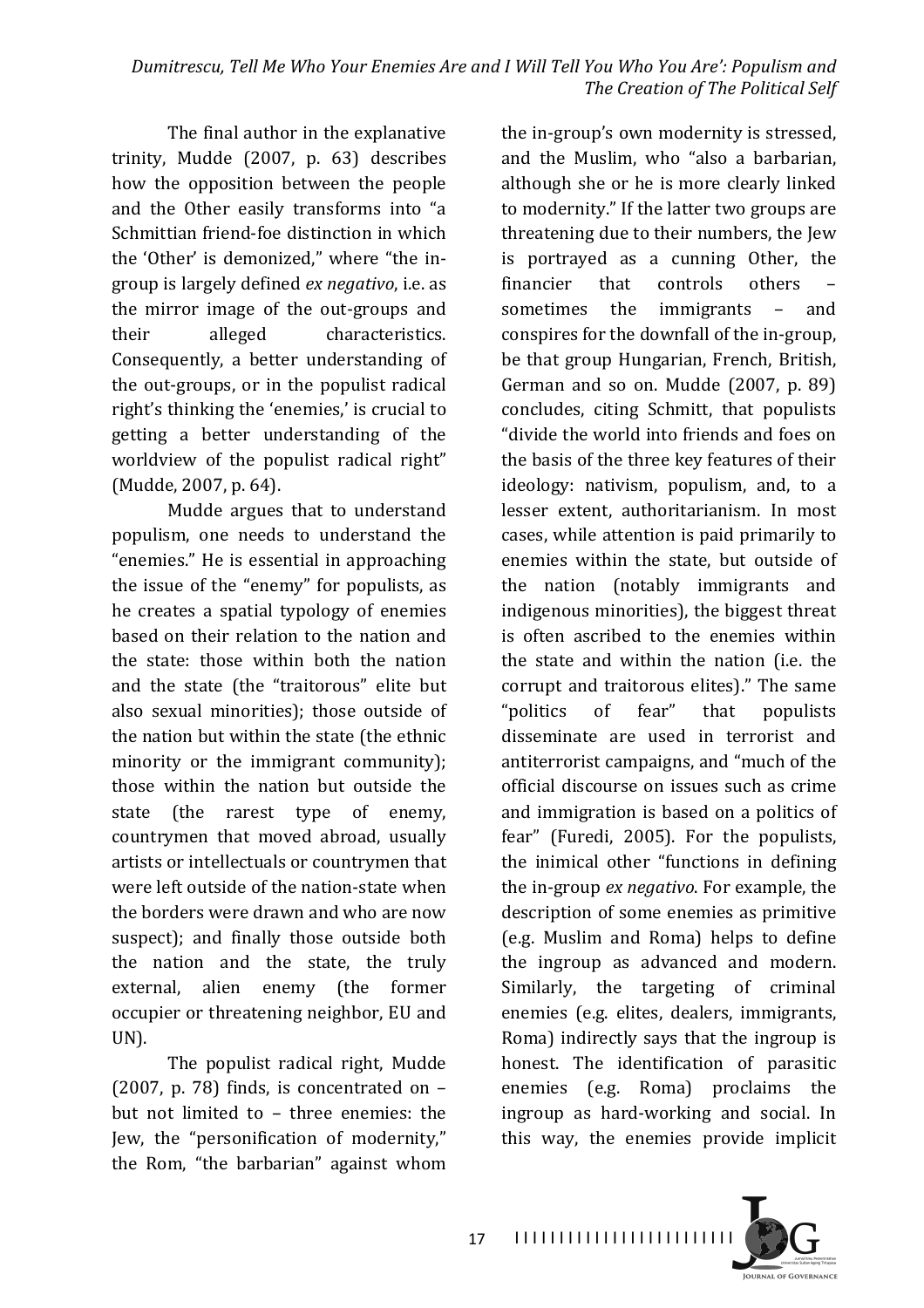The final author in the explanative trinity, Mudde (2007, p. 63) describes how the opposition between the people and the Other easily transforms into "a Schmittian friend-foe distinction in which the 'Other' is demonized," where "the in-group is largely defined *ex negativo*, i.e. as the mirror image of the out-groups and their alleged characteristics. Consequently, a better understanding of the out-groups, or in the populist radical right's thinking the 'enemies,' is crucial to getting a better understanding of the worldview of the populist radical right" (Mudde, 2007, p. 64).

Mudde argues that to understand populism, one needs to understand the "enemies." He is essential in approaching the issue of the "enemy" for populists, as he creates a spatial typology of enemies based on their relation to the nation and the state: those within both the nation and the state (the "traitorous" elite but also sexual minorities); those outside of the nation but within the state (the ethnic minority or the immigrant community); those within the nation but outside the state (the rarest type of enemy, countrymen that moved abroad, usually artists or intellectuals or countrymen that were left outside of the nation-state when the borders were drawn and who are now suspect); and finally those outside both the nation and the state, the truly external, alien enemy (the former occupier or threatening neighbor, EU and UN).

The populist radical right, Mudde (2007, p. 78) finds, is concentrated on – but not limited to – three enemies: the Jew, the "personification of modernity," the Rom, "the barbarian" against whom the in-group's own modernity is stressed, and the Muslim, who "also a barbarian, although she or he is more clearly linked to modernity." If the latter two groups are threatening due to their numbers, the Jew is portrayed as a cunning Other, the financier that controls others – sometimes the immigrants – and conspires for the downfall of the in-group, be that group Hungarian, French, British, German and so on. Mudde (2007, p. 89) concludes, citing Schmitt, that populists "divide the world into friends and foes on the basis of the three key features of their ideology: nativism, populism, and, to a lesser extent, authoritarianism. In most cases, while attention is paid primarily to enemies within the state, but outside of the nation (notably immigrants and indigenous minorities), the biggest threat is often ascribed to the enemies within the state and within the nation (i.e. the corrupt and traitorous elites)." The same "politics of fear" that populists disseminate are used in terrorist and antiterrorist campaigns, and "much of the official discourse on issues such as crime and immigration is based on a politics of fear" (Furedi, 2005). For the populists, the inimical other "functions in defining the in-group *ex negativo*. For example, the description of some enemies as primitive (e.g. Muslim and Roma) helps to define the ingroup as advanced and modern. Similarly, the targeting of criminal enemies (e.g. elites, dealers, immigrants, Roma) indirectly says that the ingroup is honest. The identification of parasitic enemies (e.g. Roma) proclaims the ingroup as hard-working and social. In this way, the enemies provide implicit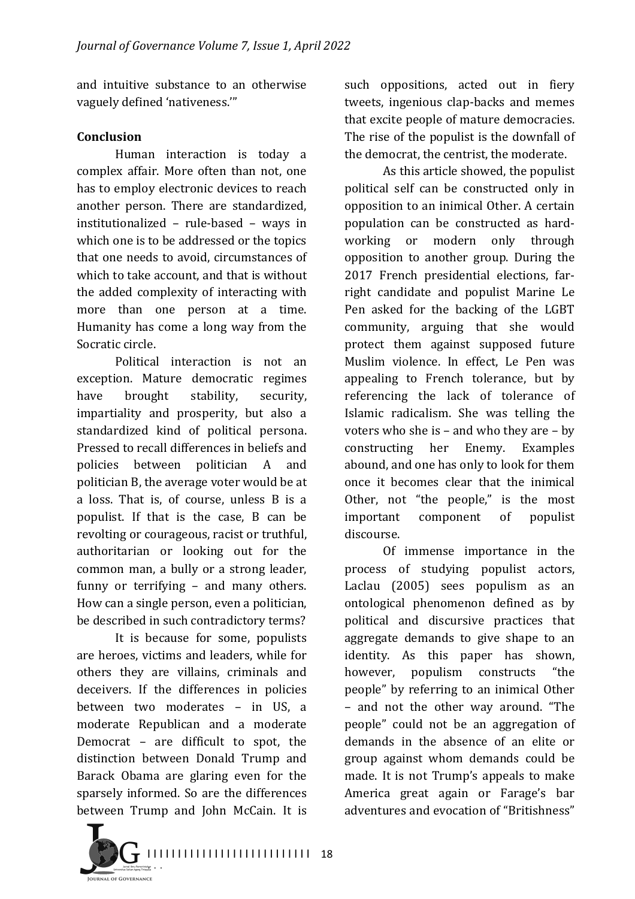and intuitive substance to an otherwise vaguely defined 'nativeness.'"

**Conclusion**

Human interaction is today a complex affair. More often than not, one has to employ electronic devices to reach another person. There are standardized, institutionalized – rule-based – ways in which one is to be addressed or the topics that one needs to avoid, circumstances of which to take account, and that is without the added complexity of interacting with more than one person at a time. Humanity has come a long way from the Socratic circle.

Political interaction is not an exception. Mature democratic regimes have brought stability, security, impartiality and prosperity, but also a standardized kind of political persona. Pressed to recall differences in beliefs and policies between politician A and politician B, the average voter would be at a loss. That is, of course, unless B is a populist. If that is the case, B can be revolting or courageous, racist or truthful, authoritarian or looking out for the common man, a bully or a strong leader, funny or terrifying – and many others. How can a single person, even a politician, be described in such contradictory terms?

It is because for some, populists are heroes, victims and leaders, while for others they are villains, criminals and deceivers. If the differences in policies between two moderates – in US, a moderate Republican and a moderate Democrat – are difficult to spot, the distinction between Donald Trump and Barack Obama are glaring even for the sparsely informed. So are the differences between Trump and John McCain. It is such oppositions, acted out in fiery tweets, ingenious clap-backs and memes that excite people of mature democracies. The rise of the populist is the downfall of the democrat, the centrist, the moderate.

As this article showed, the populist political self can be constructed only in opposition to an inimical Other. A certain population can be constructed as hard-working or modern only through opposition to another group. During the 2017 French presidential elections, far-right candidate and populist Marine Le Pen asked for the backing of the LGBT community, arguing that she would protect them against supposed future Muslim violence. In effect, Le Pen was appealing to French tolerance, but by referencing the lack of tolerance of Islamic radicalism. She was telling the voters who she is – and who they are – by constructing her Enemy. Examples abound, and one has only to look for them once it becomes clear that the inimical Other, not "the people," is the most important component of populist discourse.

Of immense importance in the process of studying populist actors, Laclau (2005) sees populism as an ontological phenomenon defined as by political and discursive practices that aggregate demands to give shape to an identity. As this paper has shown, however, populism constructs "the people" by referring to an inimical Other – and not the other way around. "The people" could not be an aggregation of demands in the absence of an elite or group against whom demands could be made. It is not Trump's appeals to make America great again or Farage's bar adventures and evocation of "Britishness"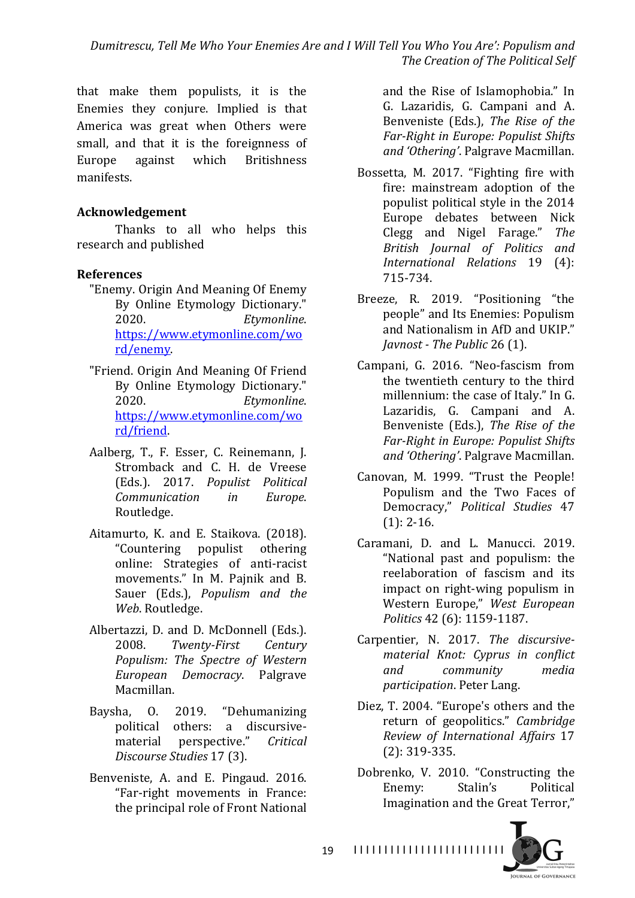that make them populists, it is the Enemies they conjure. Implied is that America was great when Others were small, and that it is the foreignness of Europe against which Britishness manifests.

## Acknowledgement

Thanks to all who helps this research and published

## References

"Enemy. Origin And Meaning Of Enemy By Online Etymology Dictionary." 2020. *Etymonline*. https://www.etymonline.com/word/enemy.

"Friend. Origin And Meaning Of Friend By Online Etymology Dictionary." 2020. *Etymonline*. https://www.etymonline.com/word/friend.

Aalberg, T., F. Esser, C. Reinemann, J. Stromback and C. H. de Vreese (Eds.). 2017. *Populist Political Communication in Europe*. Routledge.

Aitamurto, K. and E. Staikova. (2018). "Countering populist othering online: Strategies of anti-racist movements." In M. Pajnik and B. Sauer (Eds.), *Populism and the Web*. Routledge.

Albertazzi, D. and D. McDonnell (Eds.). 2008. *Twenty-First Century Populism: The Spectre of Western European Democracy*. Palgrave Macmillan.

Baysha, O. 2019. "Dehumanizing political others: a discursive-material perspective." *Critical Discourse Studies* 17 (3).

Benveniste, A. and E. Pingaud. 2016. "Far-right movements in France: the principal role of Front National and the Rise of Islamophobia." In G. Lazaridis, G. Campani and A. Benveniste (Eds.), *The Rise of the Far-Right in Europe: Populist Shifts and 'Othering'*. Palgrave Macmillan.

Bossetta, M. 2017. "Fighting fire with fire: mainstream adoption of the populist political style in the 2014 Europe debates between Nick Clegg and Nigel Farage." *The British Journal of Politics and International Relations* 19 (4): 715-734.

Breeze, R. 2019. "Positioning "the people" and Its Enemies: Populism and Nationalism in AfD and UKIP." *Javnost - The Public* 26 (1).

Campani, G. 2016. "Neo-fascism from the twentieth century to the third millennium: the case of Italy." In G. Lazaridis, G. Campani and A. Benveniste (Eds.), *The Rise of the Far-Right in Europe: Populist Shifts and 'Othering'*. Palgrave Macmillan.

Canovan, M. 1999. "Trust the People! Populism and the Two Faces of Democracy," *Political Studies* 47 (1): 2-16.

Caramani, D. and L. Manucci. 2019. "National past and populism: the reelaboration of fascism and its impact on right-wing populism in Western Europe," *West European Politics* 42 (6): 1159-1187.

Carpentier, N. 2017. *The discursive-material Knot: Cyprus in conflict and community media participation*. Peter Lang.

Diez, T. 2004. "Europe's others and the return of geopolitics." *Cambridge Review of International Affairs* 17 (2): 319-335.

Dobrenko, V. 2010. "Constructing the Enemy: Stalin's Political Imagination and the Great Terror,"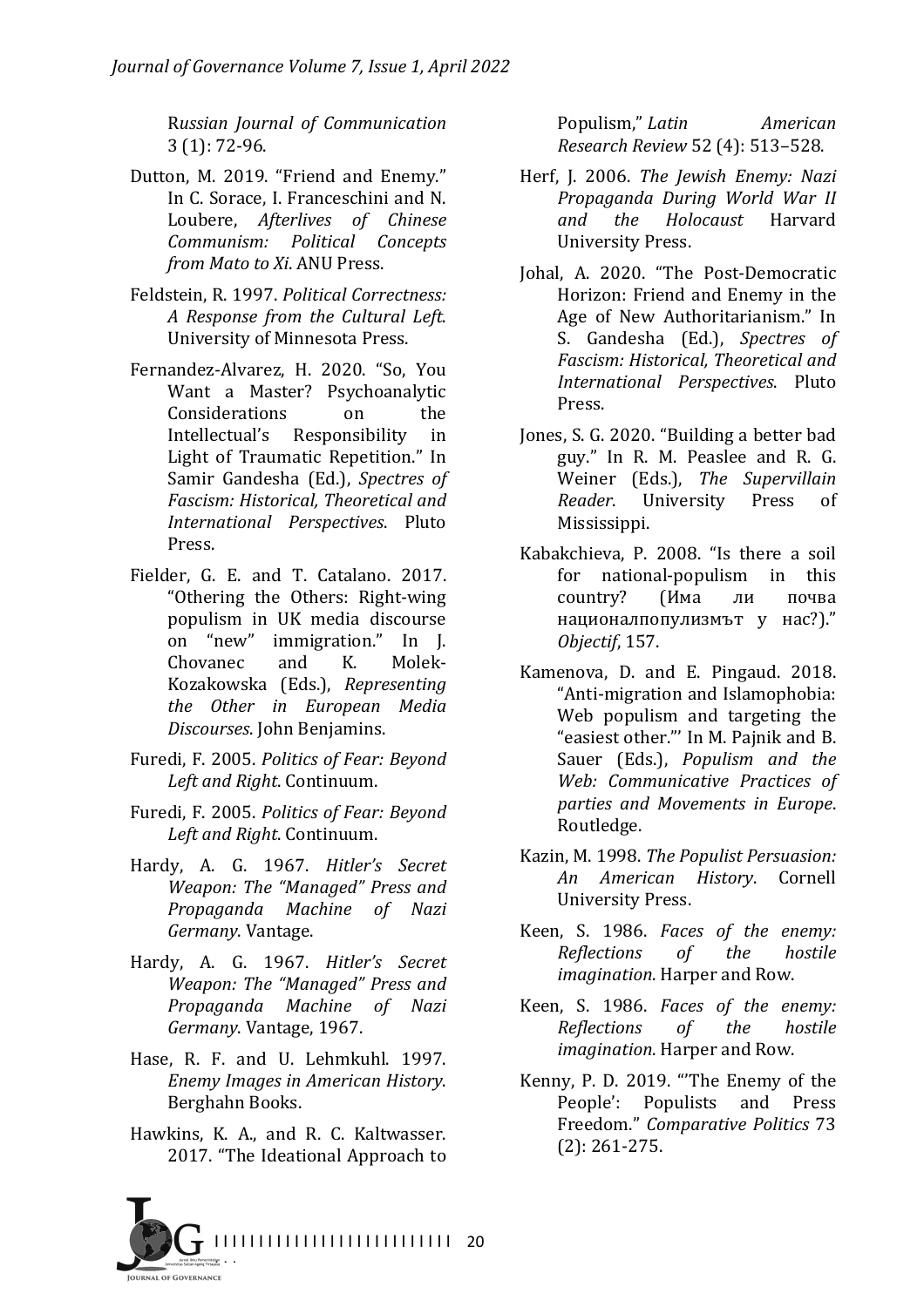Russian Journal of Communication 3 (1): 72-96.

Dutton, M. 2019. "Friend and Enemy." In C. Sorace, I. Franceschini and N. Loubere, *Afterlives of Chinese Communism: Political Concepts from Mato to Xi*. ANU Press.

Feldstein, R. 1997. *Political Correctness: A Response from the Cultural Left*. University of Minnesota Press.

Fernandez-Alvarez, H. 2020. "So, You Want a Master? Psychoanalytic Considerations on the Intellectual's Responsibility in Light of Traumatic Repetition." In Samir Gandesha (Ed.), *Spectres of Fascism: Historical, Theoretical and International Perspectives*. Pluto Press.

Fielder, G. E. and T. Catalano. 2017. "Othering the Others: Right-wing populism in UK media discourse on "new" immigration." In J. Chovanec and K. Molek-Kozakowska (Eds.), *Representing the Other in European Media Discourses*. John Benjamins.

Furedi, F. 2005. *Politics of Fear: Beyond Left and Right*. Continuum.

Furedi, F. 2005. *Politics of Fear: Beyond Left and Right*. Continuum.

Hardy, A. G. 1967. *Hitler's Secret Weapon: The "Managed" Press and Propaganda Machine of Nazi Germany*. Vantage.

Hardy, A. G. 1967. *Hitler's Secret Weapon: The "Managed" Press and Propaganda Machine of Nazi Germany*. Vantage, 1967.

Hase, R. F. and U. Lehmkuhl. 1997. *Enemy Images in American History*. Berghahn Books.

Hawkins, K. A., and R. C. Kaltwasser. 2017. "The Ideational Approach to Populism," *Latin American Research Review* 52 (4): 513–528.

Herf, J. 2006. *The Jewish Enemy: Nazi Propaganda During World War II and the Holocaust* Harvard University Press.

Johal, A. 2020. "The Post-Democratic Horizon: Friend and Enemy in the Age of New Authoritarianism." In S. Gandesha (Ed.), *Spectres of Fascism: Historical, Theoretical and International Perspectives*. Pluto Press.

Jones, S. G. 2020. "Building a better bad guy." In R. M. Peaslee and R. G. Weiner (Eds.), *The Supervillain Reader*. University Press of Mississippi.

Kabakchieva, P. 2008. "Is there a soil for national-populism in this country? (Има ли почва националпопулизмът у нас?)." *Objectif*, 157.

Kamenova, D. and E. Pingaud. 2018. "Anti-migration and Islamophobia: Web populism and targeting the "easiest other."' In M. Pajnik and B. Sauer (Eds.), *Populism and the Web: Communicative Practices of parties and Movements in Europe*. Routledge.

Kazin, M. 1998. *The Populist Persuasion: An American History*. Cornell University Press.

Keen, S. 1986. *Faces of the enemy: Reflections of the hostile imagination*. Harper and Row.

Keen, S. 1986. *Faces of the enemy: Reflections of the hostile imagination*. Harper and Row.

Kenny, P. D. 2019. "'The Enemy of the People': Populists and Press Freedom." *Comparative Politics* 73 (2): 261-275.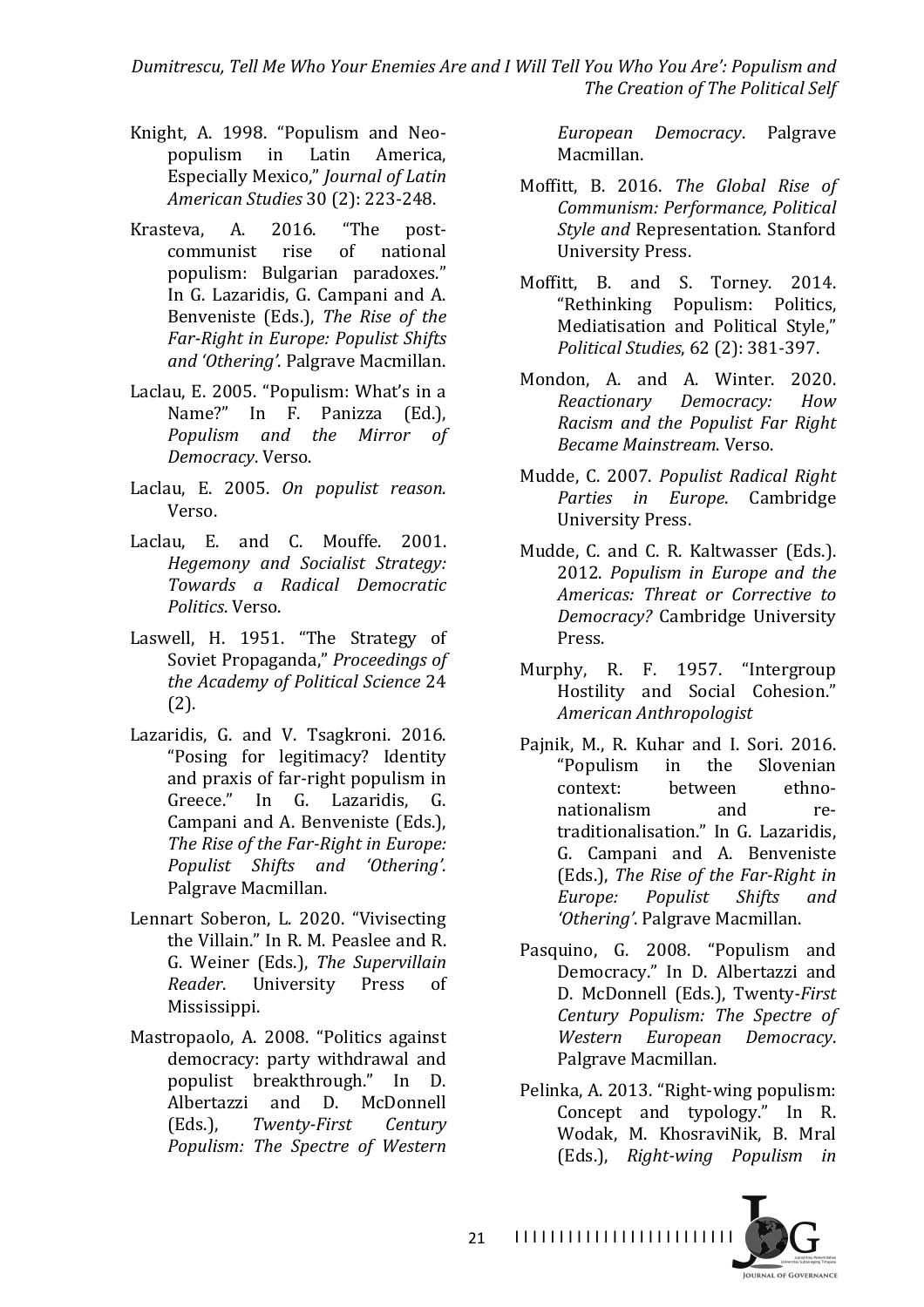Knight, A. 1998. "Populism and Neo-populism in Latin America, Especially Mexico," *Journal of Latin American Studies* 30 (2): 223-248.

Krasteva, A. 2016. "The post-communist rise of national populism: Bulgarian paradoxes." In G. Lazaridis, G. Campani and A. Benveniste (Eds.), *The Rise of the Far-Right in Europe: Populist Shifts and 'Othering'*. Palgrave Macmillan.

Laclau, E. 2005. "Populism: What's in a Name?" In F. Panizza (Ed.), *Populism and the Mirror of Democracy*. Verso.

Laclau, E. 2005. *On populist reason*. Verso.

Laclau, E. and C. Mouffe. 2001. *Hegemony and Socialist Strategy: Towards a Radical Democratic Politics*. Verso.

Laswell, H. 1951. "The Strategy of Soviet Propaganda," *Proceedings of the Academy of Political Science* 24 (2).

Lazaridis, G. and V. Tsagkroni. 2016. "Posing for legitimacy? Identity and praxis of far-right populism in Greece." In G. Lazaridis, G. Campani and A. Benveniste (Eds.), *The Rise of the Far-Right in Europe: Populist Shifts and 'Othering'*. Palgrave Macmillan.

Lennart Soberon, L. 2020. "Vivisecting the Villain." In R. M. Peaslee and R. G. Weiner (Eds.), *The Supervillain Reader*. University Press of Mississippi.

Mastropaolo, A. 2008. "Politics against democracy: party withdrawal and populist breakthrough." In D. Albertazzi and D. McDonnell (Eds.), *Twenty-First Century Populism: The Spectre of Western European Democracy*. Palgrave Macmillan.

Moffitt, B. 2016. *The Global Rise of Communism: Performance, Political Style and* Representation. Stanford University Press.

Moffitt, B. and S. Torney. 2014. "Rethinking Populism: Politics, Mediatisation and Political Style," *Political Studies*, 62 (2): 381-397.

Mondon, A. and A. Winter. 2020. *Reactionary Democracy: How Racism and the Populist Far Right Became Mainstream*. Verso.

Mudde, C. 2007. *Populist Radical Right Parties in Europe*. Cambridge University Press.

Mudde, C. and C. R. Kaltwasser (Eds.). 2012. *Populism in Europe and the Americas: Threat or Corrective to Democracy?* Cambridge University Press.

Murphy, R. F. 1957. "Intergroup Hostility and Social Cohesion." *American Anthropologist*

Pajnik, M., R. Kuhar and I. Sori. 2016. "Populism in the Slovenian context: between ethno-nationalism and re-traditionalisation." In G. Lazaridis, G. Campani and A. Benveniste (Eds.), *The Rise of the Far-Right in Europe: Populist Shifts and 'Othering'*. Palgrave Macmillan.

Pasquino, G. 2008. "Populism and Democracy." In D. Albertazzi and D. McDonnell (Eds.), Twenty-*First Century Populism: The Spectre of Western European Democracy*. Palgrave Macmillan.

Pelinka, A. 2013. "Right-wing populism: Concept and typology." In R. Wodak, M. KhosraviNik, B. Mral (Eds.), *Right-wing Populism in*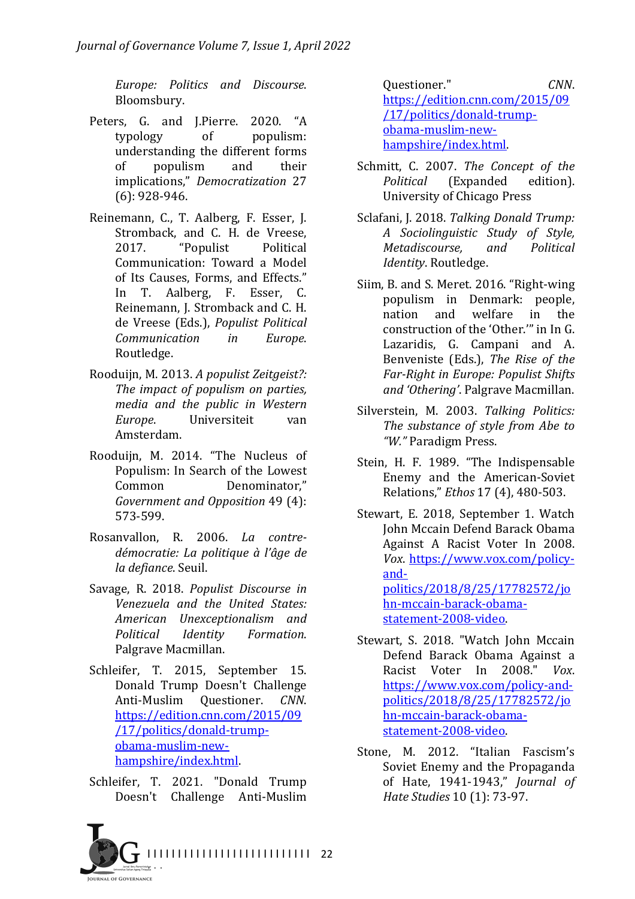*Europe: Politics and Discourse*. Bloomsbury.

Peters, G. and J.Pierre. 2020. "A typology of populism: understanding the different forms of populism and their implications," *Democratization* 27 (6): 928-946.

Reinemann, C., T. Aalberg, F. Esser, J. Stromback, and C. H. de Vreese, 2017. "Populist Political Communication: Toward a Model of Its Causes, Forms, and Effects." In T. Aalberg, F. Esser, C. Reinemann, J. Stromback and C. H. de Vreese (Eds.), *Populist Political Communication in Europe*. Routledge.

Rooduijn, M. 2013. *A populist Zeitgeist?: The impact of populism on parties, media and the public in Western Europe*. Universiteit van Amsterdam.

Rooduijn, M. 2014. "The Nucleus of Populism: In Search of the Lowest Common Denominator," *Government and Opposition* 49 (4): 573-599.

Rosanvallon, R. 2006. *La contre-démocratie: La politique à l'âge de la defiance*. Seuil.

Savage, R. 2018. *Populist Discourse in Venezuela and the United States: American Unexceptionalism and Political Identity Formation*. Palgrave Macmillan.

Schleifer, T. 2015, September 15. Donald Trump Doesn't Challenge Anti-Muslim Questioner. *CNN*. https://edition.cnn.com/2015/09/17/politics/donald-trump-obama-muslim-new-hampshire/index.html.

Schleifer, T. 2021. "Donald Trump Doesn't Challenge Anti-Muslim Questioner." *CNN*. https://edition.cnn.com/2015/09/17/politics/donald-trump-obama-muslim-new-hampshire/index.html.

Schmitt, C. 2007. *The Concept of the Political* (Expanded edition). University of Chicago Press

Sclafani, J. 2018. *Talking Donald Trump: A Sociolinguistic Study of Style, Metadiscourse, and Political Identity*. Routledge.

Siim, B. and S. Meret. 2016. "Right-wing populism in Denmark: people, nation and welfare in the construction of the 'Other.'" in In G. Lazaridis, G. Campani and A. Benveniste (Eds.), *The Rise of the Far-Right in Europe: Populist Shifts and 'Othering'*. Palgrave Macmillan.

Silverstein, M. 2003. *Talking Politics: The substance of style from Abe to "W."* Paradigm Press.

Stein, H. F. 1989. "The Indispensable Enemy and the American-Soviet Relations," *Ethos* 17 (4), 480-503.

Stewart, E. 2018, September 1. Watch John Mccain Defend Barack Obama Against A Racist Voter In 2008. *Vox*. https://www.vox.com/policy-and-politics/2018/8/25/17782572/john-mccain-barack-obama-statement-2008-video.

Stewart, S. 2018. "Watch John Mccain Defend Barack Obama Against a Racist Voter In 2008." *Vox*. https://www.vox.com/policy-and-politics/2018/8/25/17782572/john-mccain-barack-obama-statement-2008-video.

Stone, M. 2012. "Italian Fascism's Soviet Enemy and the Propaganda of Hate, 1941-1943," *Journal of Hate Studies* 10 (1): 73-97.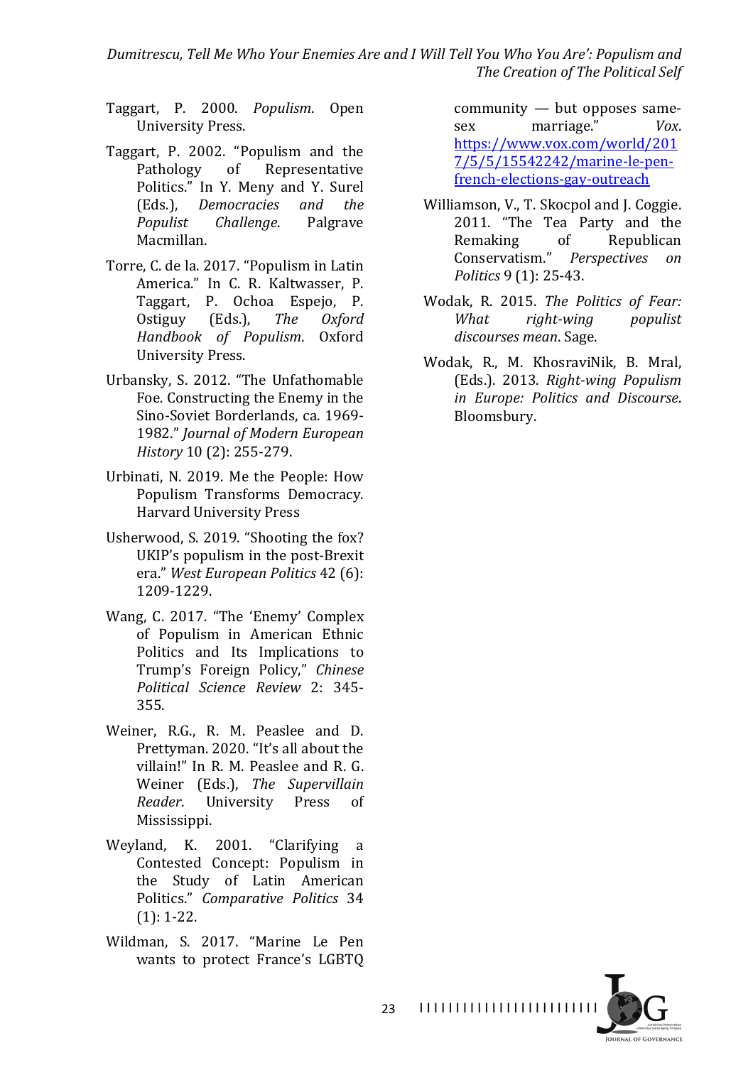Taggart, P. 2000. *Populism*. Open University Press.

Taggart, P. 2002. "Populism and the Pathology of Representative Politics." In Y. Meny and Y. Surel (Eds.), *Democracies and the Populist Challenge*. Palgrave Macmillan.

Torre, C. de la. 2017. "Populism in Latin America." In C. R. Kaltwasser, P. Taggart, P. Ochoa Espejo, P. Ostiguy (Eds.), *The Oxford Handbook of Populism*. Oxford University Press.

Urbansky, S. 2012. "The Unfathomable Foe. Constructing the Enemy in the Sino-Soviet Borderlands, ca. 1969-1982." *Journal of Modern European History* 10 (2): 255-279.

Urbinati, N. 2019. Me the People: How Populism Transforms Democracy. Harvard University Press

Usherwood, S. 2019. "Shooting the fox? UKIP's populism in the post-Brexit era." *West European Politics* 42 (6): 1209-1229.

Wang, C. 2017. "The 'Enemy' Complex of Populism in American Ethnic Politics and Its Implications to Trump's Foreign Policy," *Chinese Political Science Review* 2: 345-355.

Weiner, R.G., R. M. Peaslee and D. Prettyman. 2020. "It's all about the villain!" In R. M. Peaslee and R. G. Weiner (Eds.), *The Supervillain Reader*. University Press of Mississippi.

Weyland, K. 2001. "Clarifying a Contested Concept: Populism in the Study of Latin American Politics." *Comparative Politics* 34 (1): 1-22.

Wildman, S. 2017. "Marine Le Pen wants to protect France's LGBTQ community — but opposes same-sex marriage." *Vox*. https://www.vox.com/world/2017/5/5/15542242/marine-le-pen-french-elections-gay-outreach

Williamson, V., T. Skocpol and J. Coggie. 2011. "The Tea Party and the Remaking of Republican Conservatism." *Perspectives on Politics* 9 (1): 25-43.

Wodak, R. 2015. *The Politics of Fear: What right-wing populist discourses mean*. Sage.

Wodak, R., M. KhosraviNik, B. Mral, (Eds.). 2013. *Right-wing Populism in Europe: Politics and Discourse*. Bloomsbury.